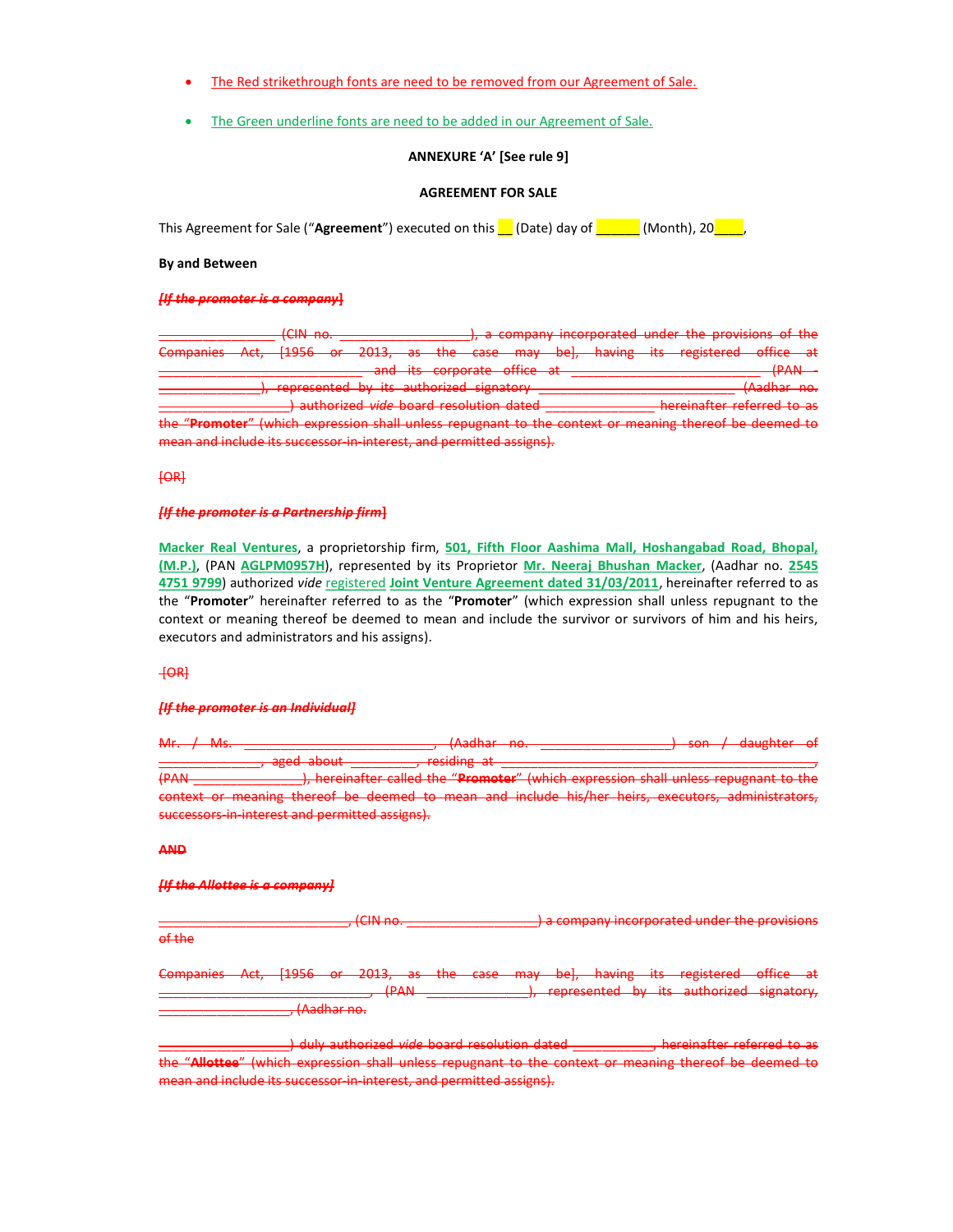- The Red strikethrough fonts are need to be removed from our Agreement of Sale.

- The Green underline fonts are need to be added in our Agreement of Sale.

**ANNEXURE 'A' [See rule 9]**

**AGREEMENT FOR SALE**

This Agreement for Sale ("**Agreement**") executed on this __ (Date) day of ______ (Month), 20____,

**By and Between**

~~***[If the promoter is a company]***~~

~~_______________ (CIN no. _________________), a company incorporated under the provisions of the Companies Act, [1956 or 2013, as the case may be], having its registered office at ___________________________ and its corporate office at ___________________________ (PAN ______________), represented by its authorized signatory ___________________________ (Aadhar no. __________________) authorized *vide* board resolution dated _______________ hereinafter referred to as the "**Promoter**" (which expression shall unless repugnant to the context or meaning thereof be deemed to mean and include its successor-in-interest, and permitted assigns).~~

~~[OR]~~

***[If the promoter is a ~~Partnership firm~~]***

**Macker Real Ventures**, a proprietorship firm, **501, Fifth Floor Aashima Mall, Hoshangabad Road, Bhopal, (M.P.)**, (PAN **AGLPM0957H**), represented by its Proprietor **Mr. Neeraj Bhushan Macker**, (Aadhar no. **2545 4751 9799**) authorized *vide* registered **Joint Venture Agreement dated 31/03/2011**, hereinafter referred to as the "**Promoter**" hereinafter referred to as the "**Promoter**" (which expression shall unless repugnant to the context or meaning thereof be deemed to mean and include the survivor or survivors of him and his heirs, executors and administrators and his assigns).

~~[OR]~~

~~***[If the promoter is an Individual]***~~

~~Mr. / Ms. ___________________________, (Aadhar no. __________________) son / daughter of ______________, aged about _________, residing at ___________________________________________, (PAN ______________), hereinafter called the "**Promoter**" (which expression shall unless repugnant to the context or meaning thereof be deemed to mean and include his/her heirs, executors, administrators, successors-in-interest and permitted assigns).~~

~~**AND**~~

~~***[If the Allottee is a company]***~~

~~___________________________, (CIN no. __________________) a company incorporated under the provisions of the~~

~~Companies Act, [1956 or 2013, as the case may be], having its registered office at ______________________________, (PAN ______________), represented by its authorized signatory, __________________, (Aadhar no.~~

~~__________________) duly authorized *vide* board resolution dated ___________, hereinafter referred to as the "**Allottee**" (which expression shall unless repugnant to the context or meaning thereof be deemed to mean and include its successor-in-interest, and permitted assigns).~~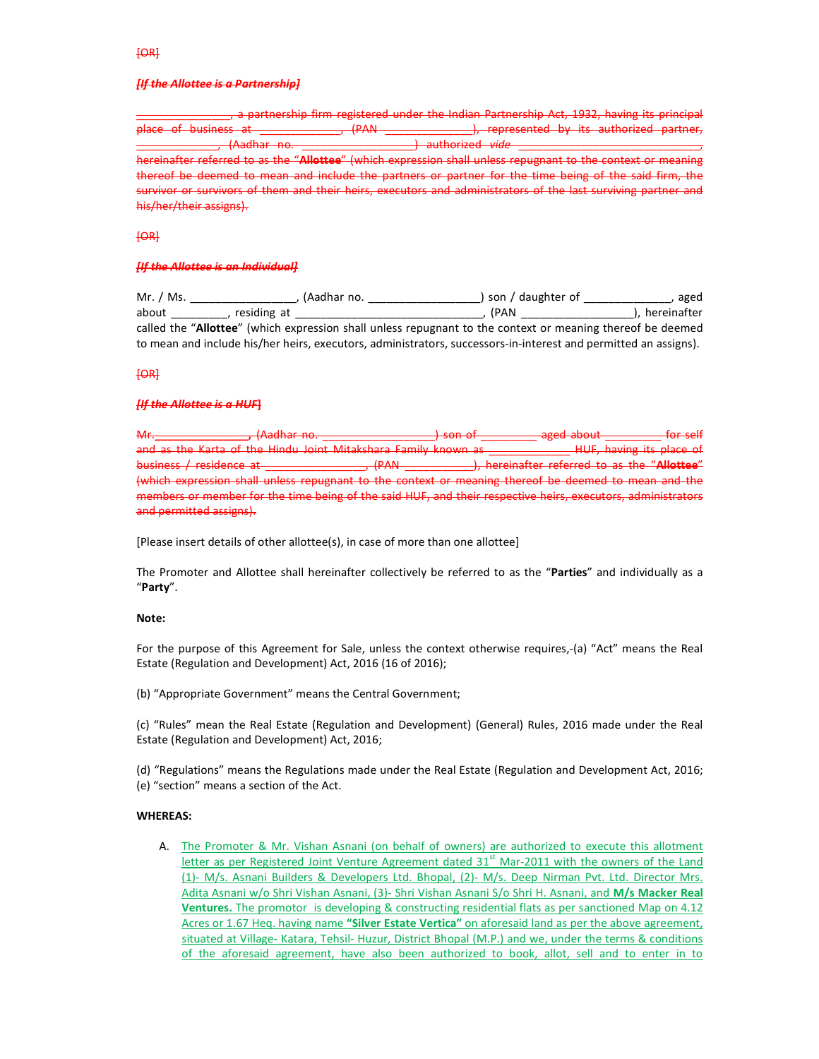~~[OR]~~

~~***[If the Allottee is a Partnership]***~~

~~_______________, a partnership firm registered under the Indian Partnership Act, 1932, having its principal place of business at _____________, (PAN ______________), represented by its authorized partner, _____________, (Aadhar no. __________________) authorized *vide* _____________________________, hereinafter referred to as the "**Allottee**" (which expression shall unless repugnant to the context or meaning thereof be deemed to mean and include the partners or partner for the time being of the said firm, the survivor or survivors of them and their heirs, executors and administrators of the last surviving partner and his/her/their assigns).~~

~~[OR]~~

~~***[If the Allottee is an Individual]***~~

Mr. / Ms. ________________, (Aadhar no. _________________) son / daughter of _____________, aged about _________, residing at _____________________________, (PAN _________________), hereinafter called the "**Allottee**" (which expression shall unless repugnant to the context or meaning thereof be deemed to mean and include his/her heirs, executors, administrators, successors-in-interest and permitted an assigns).

~~[OR]~~

~~***[If the Allottee is a HUF]***~~

~~Mr.______________, (Aadhar no. __________________) son of _________ aged about _________ for self and as the Karta of the Hindu Joint Mitakshara Family known as _____________ HUF, having its place of business / residence at ________________, (PAN ___________), hereinafter referred to as the "**Allottee**" (which expression shall unless repugnant to the context or meaning thereof be deemed to mean and the members or member for the time being of the said HUF, and their respective heirs, executors, administrators and permitted assigns).~~

[Please insert details of other allottee(s), in case of more than one allottee]

The Promoter and Allottee shall hereinafter collectively be referred to as the "**Parties**" and individually as a "**Party**".

**Note:**

For the purpose of this Agreement for Sale, unless the context otherwise requires,-(a) "Act" means the Real Estate (Regulation and Development) Act, 2016 (16 of 2016);

(b) "Appropriate Government" means the Central Government;

(c) "Rules" mean the Real Estate (Regulation and Development) (General) Rules, 2016 made under the Real Estate (Regulation and Development) Act, 2016;

(d) "Regulations" means the Regulations made under the Real Estate (Regulation and Development Act, 2016;
(e) "section" means a section of the Act.

**WHEREAS:**

A. The Promoter & Mr. Vishan Asnani (on behalf of owners) are authorized to execute this allotment letter as per Registered Joint Venture Agreement dated 31st Mar-2011 with the owners of the Land (1)- M/s. Asnani Builders & Developers Ltd. Bhopal, (2)- M/s. Deep Nirman Pvt. Ltd. Director Mrs. Adita Asnani w/o Shri Vishan Asnani, (3)- Shri Vishan Asnani S/o Shri H. Asnani, and **M/s Macker Real Ventures.** The promotor is developing & constructing residential flats as per sanctioned Map on 4.12 Acres or 1.67 Heq. having name **"Silver Estate Vertica"** on aforesaid land as per the above agreement, situated at Village- Katara, Tehsil- Huzur, District Bhopal (M.P.) and we, under the terms & conditions of the aforesaid agreement, have also been authorized to book, allot, sell and to enter in to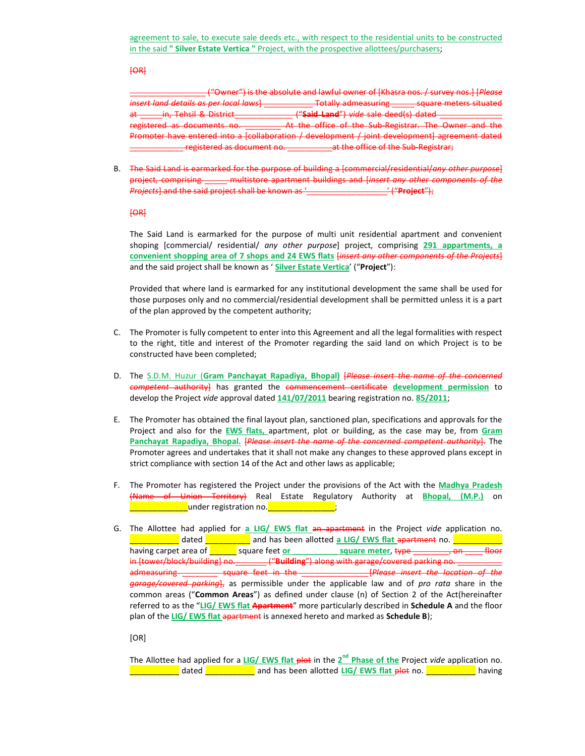agreement to sale, to execute sale deeds etc., with respect to the residential units to be constructed in the said **" Silver Estate Vertica "** Project, with the prospective allottees/purchasers;

~~[OR]~~

~~__________________ ("Owner") is the absolute and lawful owner of [Khasra nos. / survey nos.] [*Please insert land details as per local laws*] ____________ Totally admeasuring ______ square meters situated at ______in, Tehsil & District______________ ("**Said Land**") *vide* sale deed(s) dated ______________ registered as documents no. _________ At the office of the Sub-Registrar. The Owner and the Promoter have entered into a [collaboration / development / joint development] agreement dated ____________ registered as document no. __________at the office of the Sub-Registrar;~~

B. ~~The Said Land is earmarked for the purpose of building a [commercial/residential/*any other purpose*] project, comprising ______ multistore apartment buildings and [*insert any other components of the Projects*] and the said project shall be known as '__________________' ("**Project**");~~

~~[OR]~~

The Said Land is earmarked for the purpose of multi unit residential apartment and convenient shoping [commercial/ residential/ *any other purpose*] project, comprising **291 appartments, a convenient shopping area of 7 shops and 24 EWS flats** ~~[*insert any other components of the Projects*]~~ and the said project shall be known as ' **Silver Estate Vertica**' ("**Project**"):

Provided that where land is earmarked for any institutional development the same shall be used for those purposes only and no commercial/residential development shall be permitted unless it is a part of the plan approved by the competent authority;

C. The Promoter is fully competent to enter into this Agreement and all the legal formalities with respect to the right, title and interest of the Promoter regarding the said land on which Project is to be constructed have been completed;

D. The S.D.M. Huzur (**Gram Panchayat Rapadiya, Bhopal)** ~~[*Please insert the name of the concerned competent authority*]~~ has granted the ~~commencement certificate~~ **development permission** to develop the Project *vide* approval dated **141/07/2011** bearing registration no. **85/2011**;

E. The Promoter has obtained the final layout plan, sanctioned plan, specifications and approvals for the Project and also for the **EWS flats,** apartment, plot or building, as the case may be, from **Gram Panchayat Rapadiya, Bhopal.** ~~[*Please insert the name of the concerned competent authority*]~~. The Promoter agrees and undertakes that it shall not make any changes to these approved plans except in strict compliance with section 14 of the Act and other laws as applicable;

F. The Promoter has registered the Project under the provisions of the Act with the **Madhya Pradesh** ~~(Name of Union Territory)~~ Real Estate Regulatory Authority at **Bhopal, (M.P.)** on ______________under registration no.________________;

G. The Allottee had applied for **a LIG/ EWS flat** ~~an apartment~~ in the Project *vide* application no. ___________ dated __________ and has been allotted **a LIG/ EWS flat** ~~apartment~~ no. ___________ having carpet area of ______ square feet **or ___________ square meter**, ~~type ________, on ____ floor in [tower/block/building] no.________ ("**Building**") along with garage/covered parking no. ___________ admeasuring _________ square feet in the ________________[*Please insert the location of the garage/covered parking*]~~, as permissible under the applicable law and of *pro rata* share in the common areas ("**Common Areas**") as defined under clause (n) of Section 2 of the Act(hereinafter referred to as the "**LIG/ EWS flat** ~~**Apartment**~~" more particularly described in **Schedule A** and the floor plan of the **LIG/ EWS flat** ~~apartment~~ is annexed hereto and marked as **Schedule B**);

[OR]

The Allottee had applied for a **LIG/ EWS flat** ~~plot~~ in the **2nd Phase of the** Project *vide* application no. ___________ dated ___________ and has been allotted **LIG/ EWS flat** ~~plot~~ no. ___________ having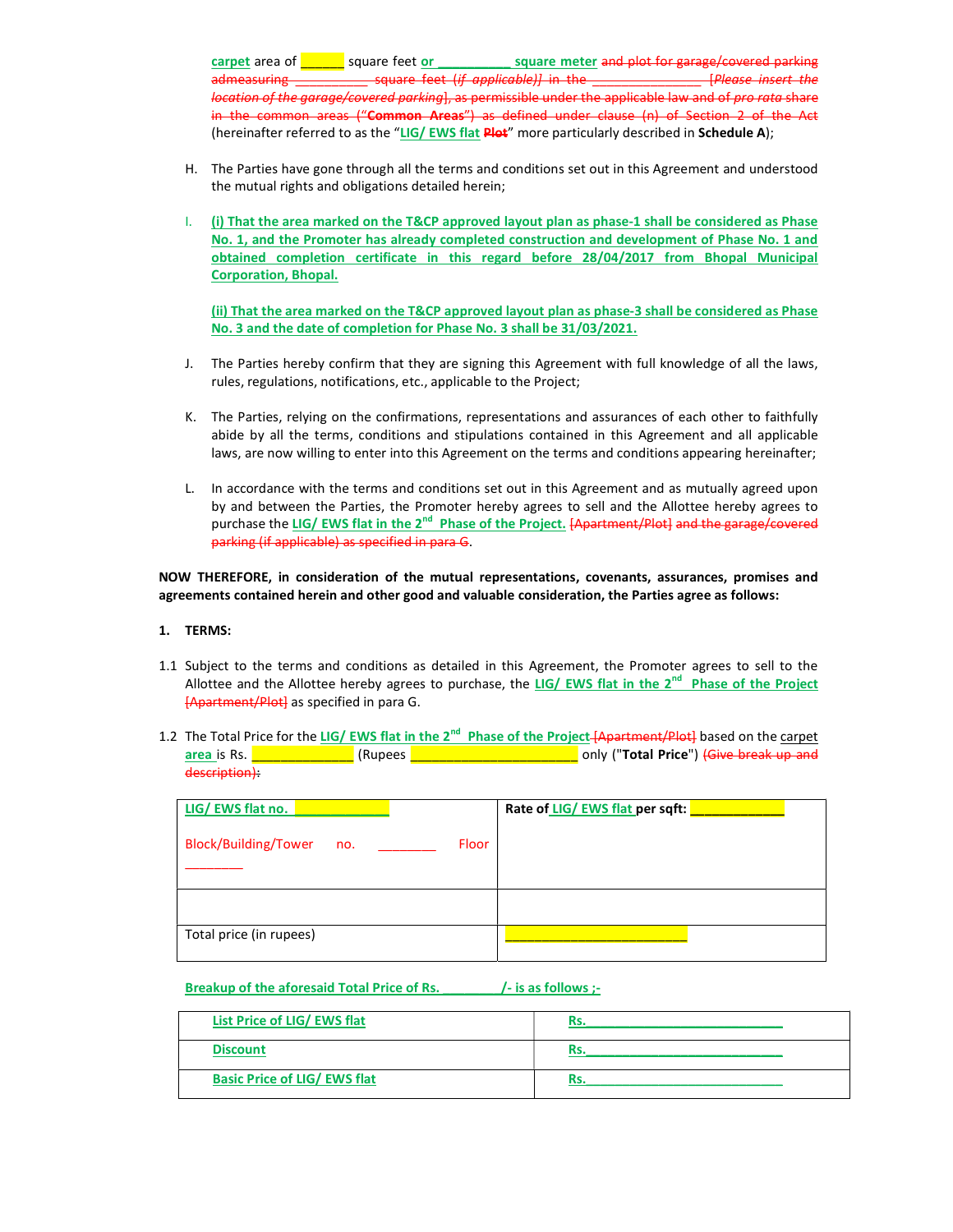carpet area of ______ square feet or __________ square meter and plot for garage/covered parking admeasuring __________ square feet (*if applicable*)] in the ______________ [*Please insert the location of the garage/covered parking*], as permissible under the applicable law and of *pro rata* share in the common areas ("**Common Areas**") as defined under clause (n) of Section 2 of the Act (hereinafter referred to as the "LIG/ EWS flat Plot" more particularly described in **Schedule A**);

H. The Parties have gone through all the terms and conditions set out in this Agreement and understood the mutual rights and obligations detailed herein;

I. **(i) That the area marked on the T&CP approved layout plan as phase-1 shall be considered as Phase No. 1, and the Promoter has already completed construction and development of Phase No. 1 and obtained completion certificate in this regard before 28/04/2017 from Bhopal Municipal Corporation, Bhopal.**

**(ii) That the area marked on the T&CP approved layout plan as phase-3 shall be considered as Phase No. 3 and the date of completion for Phase No. 3 shall be 31/03/2021.**

J. The Parties hereby confirm that they are signing this Agreement with full knowledge of all the laws, rules, regulations, notifications, etc., applicable to the Project;

K. The Parties, relying on the confirmations, representations and assurances of each other to faithfully abide by all the terms, conditions and stipulations contained in this Agreement and all applicable laws, are now willing to enter into this Agreement on the terms and conditions appearing hereinafter;

L. In accordance with the terms and conditions set out in this Agreement and as mutually agreed upon by and between the Parties, the Promoter hereby agrees to sell and the Allottee hereby agrees to purchase the **LIG/ EWS flat in the 2nd Phase of the Project.** [Apartment/Plot] and the garage/covered parking (if applicable) as specified in para G.

**NOW THEREFORE, in consideration of the mutual representations, covenants, assurances, promises and agreements contained herein and other good and valuable consideration, the Parties agree as follows:**

**1. TERMS:**

1.1 Subject to the terms and conditions as detailed in this Agreement, the Promoter agrees to sell to the Allottee and the Allottee hereby agrees to purchase, the **LIG/ EWS flat in the 2nd Phase of the Project** [Apartment/Plot] as specified in para G.

1.2 The Total Price for the **LIG/ EWS flat in the 2nd Phase of the Project** [Apartment/Plot] based on the carpet area is Rs. ____________ (Rupees ______________________ only ("**Total Price**") (Give break up and description):

| LIG/ EWS flat no. ____________<br><br>Block/Building/Tower no. ________ Floor ________ | Rate of LIG/ EWS flat per sqft: ____________ |
|---|---|
| | |
| Total price (in rupees) | ________________________ |

**Breakup of the aforesaid Total Price of Rs. ________/- is as follows ;-**

| **List Price of LIG/ EWS flat** | **Rs.__________________________** |
|---|---|
| **Discount** | **Rs.__________________________** |
| **Basic Price of LIG/ EWS flat** | **Rs.__________________________** |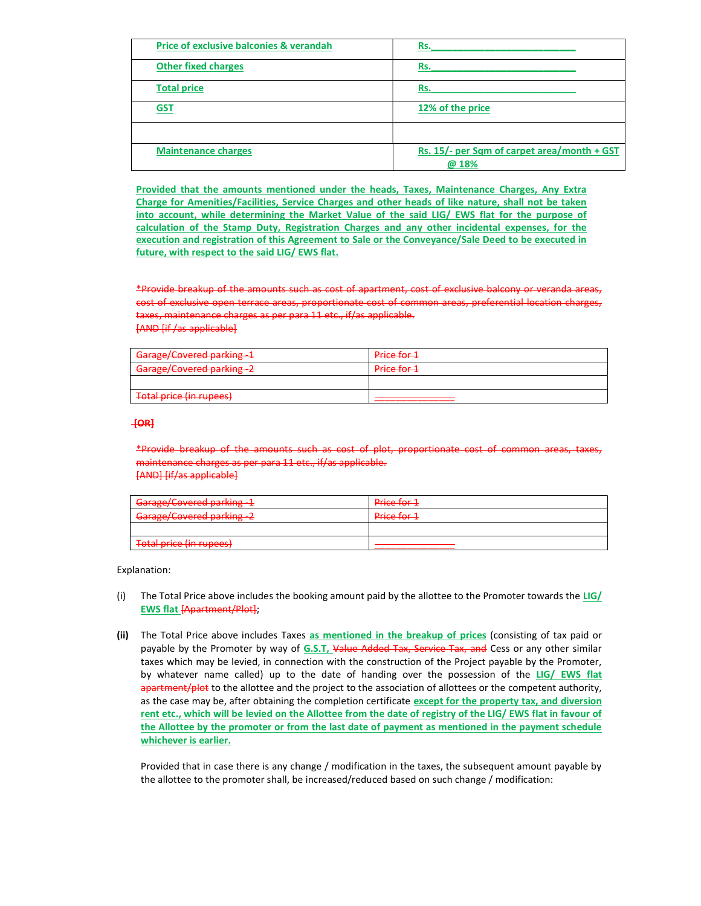| Price of exclusive balconies & verandah | Rs.____________________________ |
|---|---|
| Other fixed charges | Rs.____________________________ |
| Total price | Rs.____________________________ |
| GST | 12% of the price |
| | |
| Maintenance charges | Rs. 15/- per Sqm of carpet area/month + GST @ 18% |

Provided that the amounts mentioned under the heads, Taxes, Maintenance Charges, Any Extra Charge for Amenities/Facilities, Service Charges and other heads of like nature, shall not be taken into account, while determining the Market Value of the said LIG/ EWS flat for the purpose of calculation of the Stamp Duty, Registration Charges and any other incidental expenses, for the execution and registration of this Agreement to Sale or the Conveyance/Sale Deed to be executed in future, with respect to the said LIG/ EWS flat.

~~*Provide breakup of the amounts such as cost of apartment, cost of exclusive balcony or veranda areas, cost of exclusive open terrace areas, proportionate cost of common areas, preferential location charges, taxes, maintenance charges as per para 11 etc., if/as applicable.~~
~~[AND [if /as applicable]~~

| ~~Garage/Covered parking -1~~ | ~~Price for 1~~ |
|---|---|
| ~~Garage/Covered parking -2~~ | ~~Price for 1~~ |
| | |
| ~~Total price (in rupees)~~ | ~~_______________~~ |

~~[OR]~~

~~*Provide breakup of the amounts such as cost of plot, proportionate cost of common areas, taxes, maintenance charges as per para 11 etc., if/as applicable.~~
~~[AND] [if/as applicable]~~

| ~~Garage/Covered parking -1~~ | ~~Price for 1~~ |
|---|---|
| ~~Garage/Covered parking -2~~ | ~~Price for 1~~ |
| | |
| ~~Total price (in rupees)~~ | ~~_______________~~ |

Explanation:

(i) The Total Price above includes the booking amount paid by the allottee to the Promoter towards the LIG/ EWS flat ~~[Apartment/Plot]~~;

**(ii)** The Total Price above includes Taxes as mentioned in the breakup of prices (consisting of tax paid or payable by the Promoter by way of G.S.T, ~~Value Added Tax, Service Tax, and~~ Cess or any other similar taxes which may be levied, in connection with the construction of the Project payable by the Promoter, by whatever name called) up to the date of handing over the possession of the LIG/ EWS flat ~~apartment/plot~~ to the allottee and the project to the association of allottees or the competent authority, as the case may be, after obtaining the completion certificate except for the property tax, and diversion rent etc., which will be levied on the Allottee from the date of registry of the LIG/ EWS flat in favour of the Allottee by the promoter or from the last date of payment as mentioned in the payment schedule whichever is earlier.

Provided that in case there is any change / modification in the taxes, the subsequent amount payable by the allottee to the promoter shall, be increased/reduced based on such change / modification: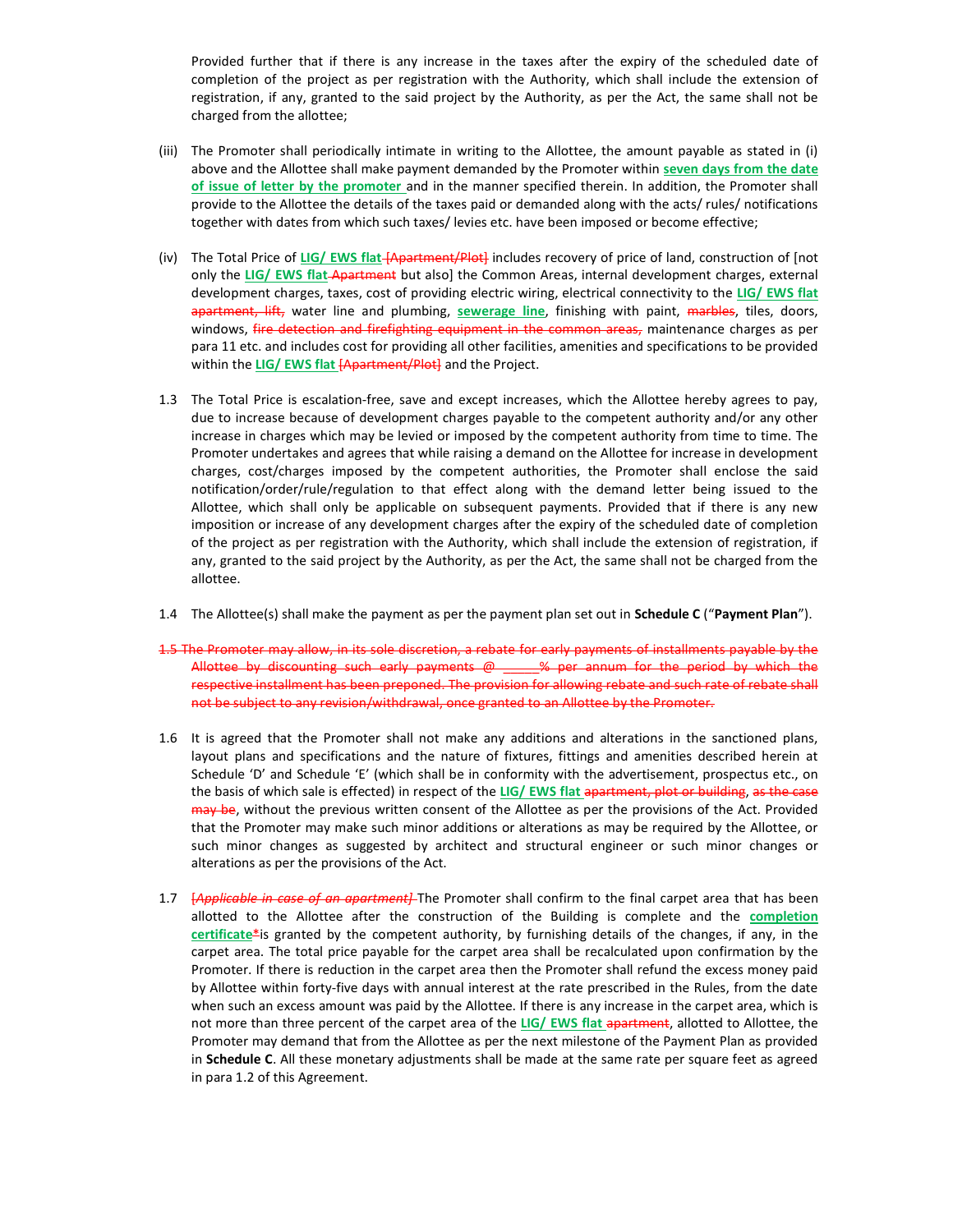Provided further that if there is any increase in the taxes after the expiry of the scheduled date of completion of the project as per registration with the Authority, which shall include the extension of registration, if any, granted to the said project by the Authority, as per the Act, the same shall not be charged from the allottee;

(iii) The Promoter shall periodically intimate in writing to the Allottee, the amount payable as stated in (i) above and the Allottee shall make payment demanded by the Promoter within **seven days from the date of issue of letter by the promoter** and in the manner specified therein. In addition, the Promoter shall provide to the Allottee the details of the taxes paid or demanded along with the acts/ rules/ notifications together with dates from which such taxes/ levies etc. have been imposed or become effective;

(iv) The Total Price of **LIG/ EWS flat** ~~[Apartment/Plot]~~ includes recovery of price of land, construction of [not only the **LIG/ EWS flat** ~~Apartment~~ but also] the Common Areas, internal development charges, external development charges, taxes, cost of providing electric wiring, electrical connectivity to the **LIG/ EWS flat** ~~apartment, lift,~~ water line and plumbing, **sewerage line**, finishing with paint, ~~marbles~~, tiles, doors, windows, ~~fire detection and firefighting equipment in the common areas,~~ maintenance charges as per para 11 etc. and includes cost for providing all other facilities, amenities and specifications to be provided within the **LIG/ EWS flat** ~~[Apartment/Plot]~~ and the Project.

1.3 The Total Price is escalation-free, save and except increases, which the Allottee hereby agrees to pay, due to increase because of development charges payable to the competent authority and/or any other increase in charges which may be levied or imposed by the competent authority from time to time. The Promoter undertakes and agrees that while raising a demand on the Allottee for increase in development charges, cost/charges imposed by the competent authorities, the Promoter shall enclose the said notification/order/rule/regulation to that effect along with the demand letter being issued to the Allottee, which shall only be applicable on subsequent payments. Provided that if there is any new imposition or increase of any development charges after the expiry of the scheduled date of completion of the project as per registration with the Authority, which shall include the extension of registration, if any, granted to the said project by the Authority, as per the Act, the same shall not be charged from the allottee.

1.4 The Allottee(s) shall make the payment as per the payment plan set out in **Schedule C** ("**Payment Plan**").

~~1.5 The Promoter may allow, in its sole discretion, a rebate for early payments of installments payable by the Allottee by discounting such early payments @ \_\_\_\_\_% per annum for the period by which the respective installment has been preponed. The provision for allowing rebate and such rate of rebate shall not be subject to any revision/withdrawal, once granted to an Allottee by the Promoter.~~

1.6 It is agreed that the Promoter shall not make any additions and alterations in the sanctioned plans, layout plans and specifications and the nature of fixtures, fittings and amenities described herein at Schedule 'D' and Schedule 'E' (which shall be in conformity with the advertisement, prospectus etc., on the basis of which sale is effected) in respect of the **LIG/ EWS flat** ~~apartment, plot or building~~, ~~as the case may be~~, without the previous written consent of the Allottee as per the provisions of the Act. Provided that the Promoter may make such minor additions or alterations as may be required by the Allottee, or such minor changes as suggested by architect and structural engineer or such minor changes or alterations as per the provisions of the Act.

1.7 ~~[Applicable in case of an apartment]~~ The Promoter shall confirm to the final carpet area that has been allotted to the Allottee after the construction of the Building is complete and the **completion certificate** ~~*~~ is granted by the competent authority, by furnishing details of the changes, if any, in the carpet area. The total price payable for the carpet area shall be recalculated upon confirmation by the Promoter. If there is reduction in the carpet area then the Promoter shall refund the excess money paid by Allottee within forty-five days with annual interest at the rate prescribed in the Rules, from the date when such an excess amount was paid by the Allottee. If there is any increase in the carpet area, which is not more than three percent of the carpet area of the **LIG/ EWS flat** ~~apartment~~, allotted to Allottee, the Promoter may demand that from the Allottee as per the next milestone of the Payment Plan as provided in **Schedule C**. All these monetary adjustments shall be made at the same rate per square feet as agreed in para 1.2 of this Agreement.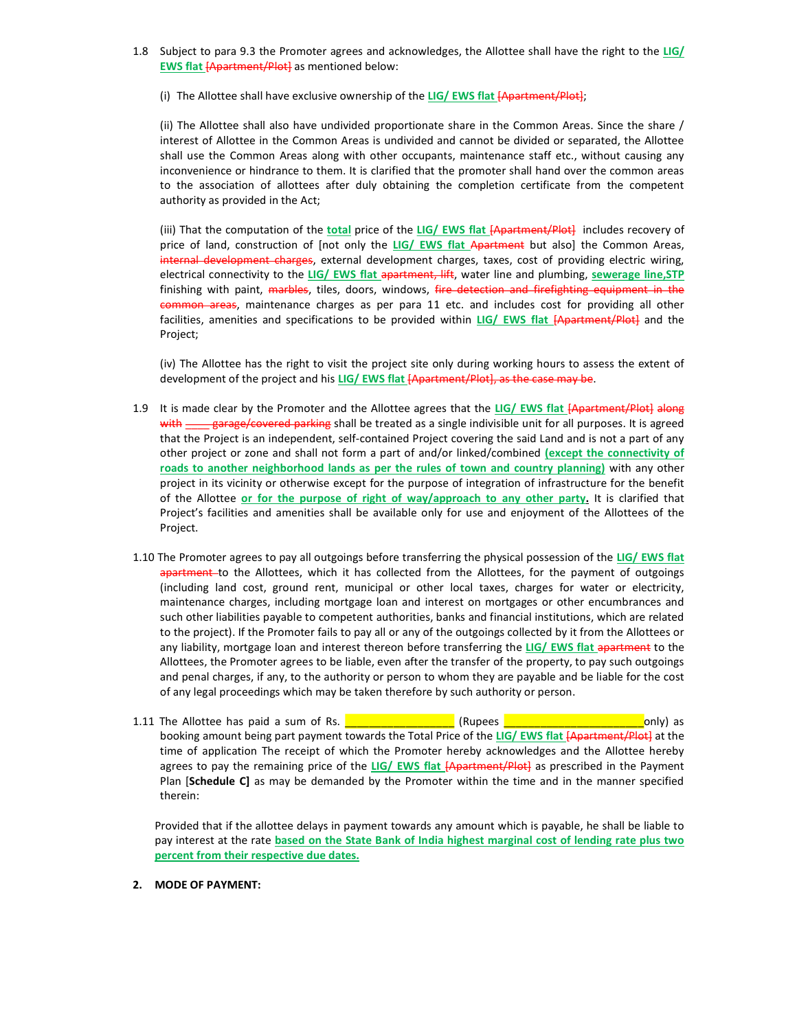1.8 Subject to para 9.3 the Promoter agrees and acknowledges, the Allottee shall have the right to the **LIG/ EWS flat** ~~[Apartment/Plot]~~ as mentioned below:

(i) The Allottee shall have exclusive ownership of the **LIG/ EWS flat** ~~[Apartment/Plot]~~;

(ii) The Allottee shall also have undivided proportionate share in the Common Areas. Since the share / interest of Allottee in the Common Areas is undivided and cannot be divided or separated, the Allottee shall use the Common Areas along with other occupants, maintenance staff etc., without causing any inconvenience or hindrance to them. It is clarified that the promoter shall hand over the common areas to the association of allottees after duly obtaining the completion certificate from the competent authority as provided in the Act;

(iii) That the computation of the **total** price of the **LIG/ EWS flat** ~~[Apartment/Plot]~~ includes recovery of price of land, construction of [not only the **LIG/ EWS flat** ~~Apartment~~ but also] the Common Areas, ~~internal development charges~~, external development charges, taxes, cost of providing electric wiring, electrical connectivity to the **LIG/ EWS flat** ~~apartment, lift~~, water line and plumbing, **sewerage line,STP** finishing with paint, ~~marbles~~, tiles, doors, windows, ~~fire detection and firefighting equipment in the common areas~~, maintenance charges as per para 11 etc. and includes cost for providing all other facilities, amenities and specifications to be provided within **LIG/ EWS flat** ~~[Apartment/Plot]~~ and the Project;

(iv) The Allottee has the right to visit the project site only during working hours to assess the extent of development of the project and his **LIG/ EWS flat** ~~[Apartment/Plot], as the case may be~~.

1.9 It is made clear by the Promoter and the Allottee agrees that the **LIG/ EWS flat** ~~[Apartment/Plot] along with _____ garage/covered parking~~ shall be treated as a single indivisible unit for all purposes. It is agreed that the Project is an independent, self-contained Project covering the said Land and is not a part of any other project or zone and shall not form a part of and/or linked/combined **(except the connectivity of roads to another neighborhood lands as per the rules of town and country planning)** with any other project in its vicinity or otherwise except for the purpose of integration of infrastructure for the benefit of the Allottee **or for the purpose of right of way/approach to any other party.** It is clarified that Project's facilities and amenities shall be available only for use and enjoyment of the Allottees of the Project.

1.10 The Promoter agrees to pay all outgoings before transferring the physical possession of the **LIG/ EWS flat** ~~apartment~~ to the Allottees, which it has collected from the Allottees, for the payment of outgoings (including land cost, ground rent, municipal or other local taxes, charges for water or electricity, maintenance charges, including mortgage loan and interest on mortgages or other encumbrances and such other liabilities payable to competent authorities, banks and financial institutions, which are related to the project). If the Promoter fails to pay all or any of the outgoings collected by it from the Allottees or any liability, mortgage loan and interest thereon before transferring the **LIG/ EWS flat** ~~apartment~~ to the Allottees, the Promoter agrees to be liable, even after the transfer of the property, to pay such outgoings and penal charges, if any, to the authority or person to whom they are payable and be liable for the cost of any legal proceedings which may be taken therefore by such authority or person.

1.11 The Allottee has paid a sum of Rs. __________________ (Rupees _________________________only) as booking amount being part payment towards the Total Price of the **LIG/ EWS flat** ~~[Apartment/Plot]~~ at the time of application The receipt of which the Promoter hereby acknowledges and the Allottee hereby agrees to pay the remaining price of the **LIG/ EWS flat** ~~[Apartment/Plot]~~ as prescribed in the Payment Plan [**Schedule C]** as may be demanded by the Promoter within the time and in the manner specified therein:

Provided that if the allottee delays in payment towards any amount which is payable, he shall be liable to pay interest at the rate **based on the State Bank of India highest marginal cost of lending rate plus two percent from their respective due dates.**

**2. MODE OF PAYMENT:**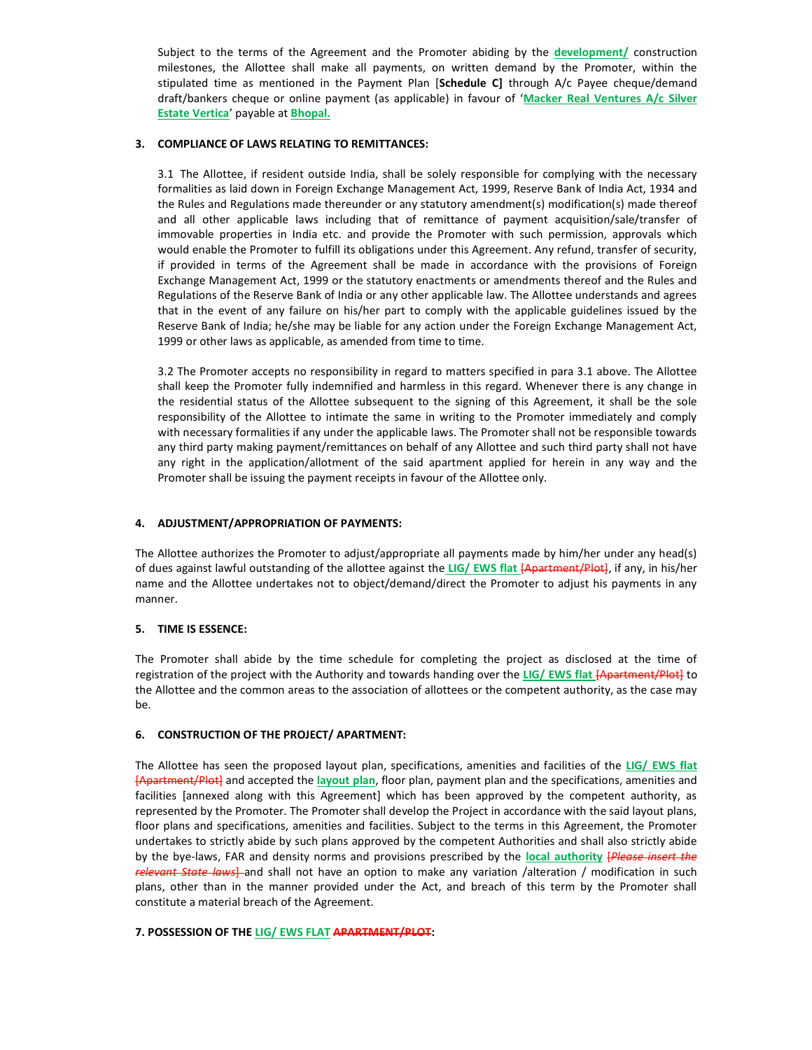Subject to the terms of the Agreement and the Promoter abiding by the **development/** construction milestones, the Allottee shall make all payments, on written demand by the Promoter, within the stipulated time as mentioned in the Payment Plan [**Schedule C]** through A/c Payee cheque/demand draft/bankers cheque or online payment (as applicable) in favour of '**Macker Real Ventures A/c Silver Estate Vertica**' payable at **Bhopal.**

**3. COMPLIANCE OF LAWS RELATING TO REMITTANCES:**

3.1 The Allottee, if resident outside India, shall be solely responsible for complying with the necessary formalities as laid down in Foreign Exchange Management Act, 1999, Reserve Bank of India Act, 1934 and the Rules and Regulations made thereunder or any statutory amendment(s) modification(s) made thereof and all other applicable laws including that of remittance of payment acquisition/sale/transfer of immovable properties in India etc. and provide the Promoter with such permission, approvals which would enable the Promoter to fulfill its obligations under this Agreement. Any refund, transfer of security, if provided in terms of the Agreement shall be made in accordance with the provisions of Foreign Exchange Management Act, 1999 or the statutory enactments or amendments thereof and the Rules and Regulations of the Reserve Bank of India or any other applicable law. The Allottee understands and agrees that in the event of any failure on his/her part to comply with the applicable guidelines issued by the Reserve Bank of India; he/she may be liable for any action under the Foreign Exchange Management Act, 1999 or other laws as applicable, as amended from time to time.

3.2 The Promoter accepts no responsibility in regard to matters specified in para 3.1 above. The Allottee shall keep the Promoter fully indemnified and harmless in this regard. Whenever there is any change in the residential status of the Allottee subsequent to the signing of this Agreement, it shall be the sole responsibility of the Allottee to intimate the same in writing to the Promoter immediately and comply with necessary formalities if any under the applicable laws. The Promoter shall not be responsible towards any third party making payment/remittances on behalf of any Allottee and such third party shall not have any right in the application/allotment of the said apartment applied for herein in any way and the Promoter shall be issuing the payment receipts in favour of the Allottee only.

**4. ADJUSTMENT/APPROPRIATION OF PAYMENTS:**

The Allottee authorizes the Promoter to adjust/appropriate all payments made by him/her under any head(s) of dues against lawful outstanding of the allottee against the **LIG/ EWS flat** ~~[Apartment/Plot]~~, if any, in his/her name and the Allottee undertakes not to object/demand/direct the Promoter to adjust his payments in any manner.

**5. TIME IS ESSENCE:**

The Promoter shall abide by the time schedule for completing the project as disclosed at the time of registration of the project with the Authority and towards handing over the **LIG/ EWS flat** ~~[Apartment/Plot]~~ to the Allottee and the common areas to the association of allottees or the competent authority, as the case may be.

**6. CONSTRUCTION OF THE PROJECT/ APARTMENT:**

The Allottee has seen the proposed layout plan, specifications, amenities and facilities of the **LIG/ EWS flat** ~~[Apartment/Plot]~~ and accepted the **layout plan**, floor plan, payment plan and the specifications, amenities and facilities [annexed along with this Agreement] which has been approved by the competent authority, as represented by the Promoter. The Promoter shall develop the Project in accordance with the said layout plans, floor plans and specifications, amenities and facilities. Subject to the terms in this Agreement, the Promoter undertakes to strictly abide by such plans approved by the competent Authorities and shall also strictly abide by the bye-laws, FAR and density norms and provisions prescribed by the **local authority** ~~[*Please insert the relevant State laws*]~~ and shall not have an option to make any variation /alteration / modification in such plans, other than in the manner provided under the Act, and breach of this term by the Promoter shall constitute a material breach of the Agreement.

**7. POSSESSION OF THE LIG/ EWS FLAT ~~APARTMENT/PLOT~~:**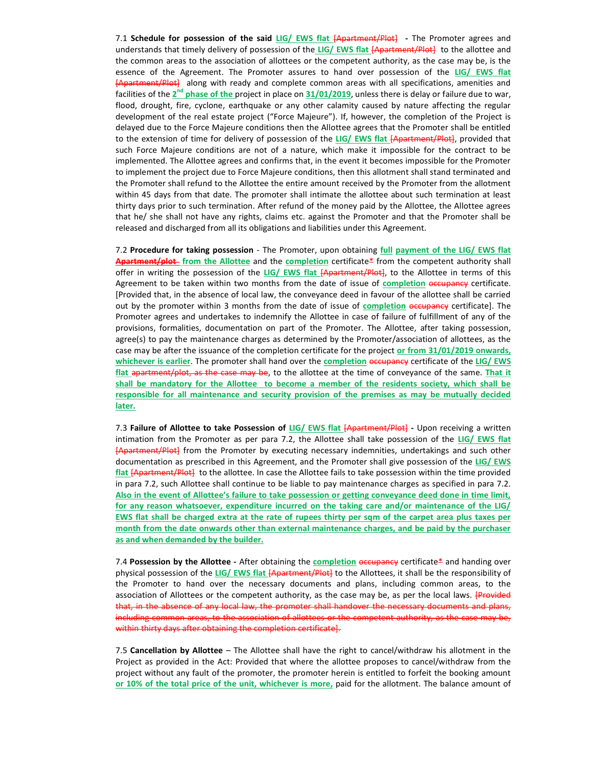7.1 **Schedule for possession of the said** **LIG/ EWS flat** ~~[Apartment/Plot]~~ **-** The Promoter agrees and understands that timely delivery of possession of the **LIG/ EWS flat** ~~[Apartment/Plot]~~ to the allottee and the common areas to the association of allottees or the competent authority, as the case may be, is the essence of the Agreement. The Promoter assures to hand over possession of the **LIG/ EWS flat** ~~[Apartment/Plot]~~ along with ready and complete common areas with all specifications, amenities and facilities of the **2nd phase of the** project in place on **31/01/2019**, unless there is delay or failure due to war, flood, drought, fire, cyclone, earthquake or any other calamity caused by nature affecting the regular development of the real estate project ("Force Majeure"). If, however, the completion of the Project is delayed due to the Force Majeure conditions then the Allottee agrees that the Promoter shall be entitled to the extension of time for delivery of possession of the **LIG/ EWS flat** ~~[Apartment/Plot]~~, provided that such Force Majeure conditions are not of a nature, which make it impossible for the contract to be implemented. The Allottee agrees and confirms that, in the event it becomes impossible for the Promoter to implement the project due to Force Majeure conditions, then this allotment shall stand terminated and the Promoter shall refund to the Allottee the entire amount received by the Promoter from the allotment within 45 days from that date. The promoter shall intimate the allottee about such termination at least thirty days prior to such termination. After refund of the money paid by the Allottee, the Allottee agrees that he/ she shall not have any rights, claims etc. against the Promoter and that the Promoter shall be released and discharged from all its obligations and liabilities under this Agreement.

7.2 **Procedure for taking possession** - The Promoter, upon obtaining **full payment of the LIG/ EWS flat** ~~**Apartment/plot**~~ **from the Allottee** and the **completion** certificate* from the competent authority shall offer in writing the possession of the **LIG/ EWS flat** ~~[Apartment/Plot]~~, to the Allottee in terms of this Agreement to be taken within two months from the date of issue of **completion** ~~occupancy~~ certificate. [Provided that, in the absence of local law, the conveyance deed in favour of the allottee shall be carried out by the promoter within 3 months from the date of issue of **completion** ~~occupancy~~ certificate]. The Promoter agrees and undertakes to indemnify the Allottee in case of failure of fulfillment of any of the provisions, formalities, documentation on part of the Promoter. The Allottee, after taking possession, agree(s) to pay the maintenance charges as determined by the Promoter/association of allottees, as the case may be after the issuance of the completion certificate for the project **or from 31/01/2019 onwards, whichever is earlier**. The promoter shall hand over the **completion** ~~occupancy~~ certificate of the **LIG/ EWS flat** ~~apartment/plot, as the case may be~~, to the allottee at the time of conveyance of the same. **That it shall be mandatory for the Allottee to become a member of the residents society, which shall be responsible for all maintenance and security provision of the premises as may be mutually decided later.**

7.3 **Failure of Allottee to take Possession of** **LIG/ EWS flat** ~~[Apartment/Plot]~~ **-** Upon receiving a written intimation from the Promoter as per para 7.2, the Allottee shall take possession of the **LIG/ EWS flat** ~~[Apartment/Plot]~~ from the Promoter by executing necessary indemnities, undertakings and such other documentation as prescribed in this Agreement, and the Promoter shall give possession of the **LIG/ EWS flat** ~~[Apartment/Plot]~~ to the allottee. In case the Allottee fails to take possession within the time provided in para 7.2, such Allottee shall continue to be liable to pay maintenance charges as specified in para 7.2. **Also in the event of Allottee's failure to take possession or getting conveyance deed done in time limit, for any reason whatsoever, expenditure incurred on the taking care and/or maintenance of the LIG/ EWS flat shall be charged extra at the rate of rupees thirty per sqm of the carpet area plus taxes per month from the date onwards other than external maintenance charges, and be paid by the purchaser as and when demanded by the builder.**

7.4 **Possession by the Allottee -** After obtaining the **completion** ~~occupancy~~ certificate* and handing over physical possession of the **LIG/ EWS flat** ~~[Apartment/Plot]~~ to the Allottees, it shall be the responsibility of the Promoter to hand over the necessary documents and plans, including common areas, to the association of Allottees or the competent authority, as the case may be, as per the local laws. ~~[Provided that, in the absence of any local law, the promoter shall handover the necessary documents and plans, including common areas, to the association of allottees or the competent authority, as the case may be, within thirty days after obtaining the completion certificate].~~

7.5 **Cancellation by Allottee** – The Allottee shall have the right to cancel/withdraw his allotment in the Project as provided in the Act: Provided that where the allottee proposes to cancel/withdraw from the project without any fault of the promoter, the promoter herein is entitled to forfeit the booking amount **or 10% of the total price of the unit, whichever is more,** paid for the allotment. The balance amount of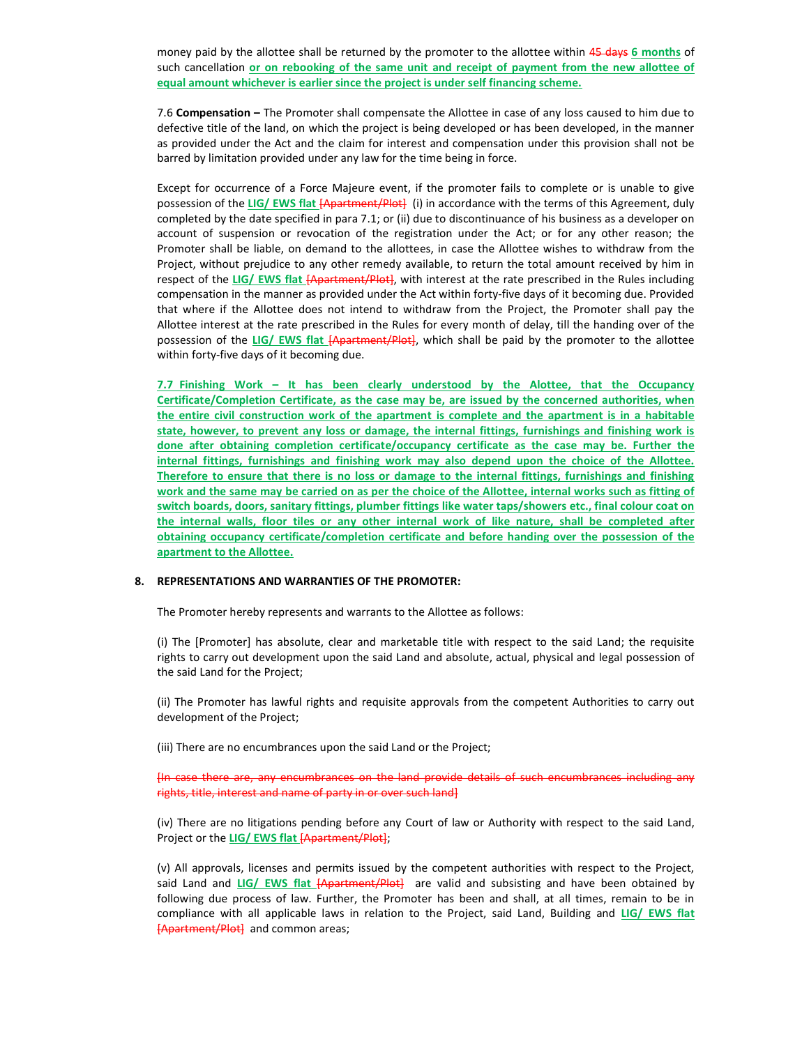money paid by the allottee shall be returned by the promoter to the allottee within ~~45 days~~ **6 months** of such cancellation **or on rebooking of the same unit and receipt of payment from the new allottee of equal amount whichever is earlier since the project is under self financing scheme.**

7.6 **Compensation –** The Promoter shall compensate the Allottee in case of any loss caused to him due to defective title of the land, on which the project is being developed or has been developed, in the manner as provided under the Act and the claim for interest and compensation under this provision shall not be barred by limitation provided under any law for the time being in force.

Except for occurrence of a Force Majeure event, if the promoter fails to complete or is unable to give possession of the **LIG/ EWS flat** ~~[Apartment/Plot]~~ (i) in accordance with the terms of this Agreement, duly completed by the date specified in para 7.1; or (ii) due to discontinuance of his business as a developer on account of suspension or revocation of the registration under the Act; or for any other reason; the Promoter shall be liable, on demand to the allottees, in case the Allottee wishes to withdraw from the Project, without prejudice to any other remedy available, to return the total amount received by him in respect of the **LIG/ EWS flat** ~~[Apartment/Plot]~~, with interest at the rate prescribed in the Rules including compensation in the manner as provided under the Act within forty-five days of it becoming due. Provided that where if the Allottee does not intend to withdraw from the Project, the Promoter shall pay the Allottee interest at the rate prescribed in the Rules for every month of delay, till the handing over of the possession of the **LIG/ EWS flat** ~~[Apartment/Plot]~~, which shall be paid by the promoter to the allottee within forty-five days of it becoming due.

**7.7 Finishing Work – It has been clearly understood by the Alottee, that the Occupancy Certificate/Completion Certificate, as the case may be, are issued by the concerned authorities, when the entire civil construction work of the apartment is complete and the apartment is in a habitable state, however, to prevent any loss or damage, the internal fittings, furnishings and finishing work is done after obtaining completion certificate/occupancy certificate as the case may be. Further the internal fittings, furnishings and finishing work may also depend upon the choice of the Allottee. Therefore to ensure that there is no loss or damage to the internal fittings, furnishings and finishing work and the same may be carried on as per the choice of the Allottee, internal works such as fitting of switch boards, doors, sanitary fittings, plumber fittings like water taps/showers etc., final colour coat on the internal walls, floor tiles or any other internal work of like nature, shall be completed after obtaining occupancy certificate/completion certificate and before handing over the possession of the apartment to the Allottee.**

**8. REPRESENTATIONS AND WARRANTIES OF THE PROMOTER:**

The Promoter hereby represents and warrants to the Allottee as follows:

(i) The [Promoter] has absolute, clear and marketable title with respect to the said Land; the requisite rights to carry out development upon the said Land and absolute, actual, physical and legal possession of the said Land for the Project;

(ii) The Promoter has lawful rights and requisite approvals from the competent Authorities to carry out development of the Project;

(iii) There are no encumbrances upon the said Land or the Project;

~~[In case there are, any encumbrances on the land provide details of such encumbrances including any rights, title, interest and name of party in or over such land]~~

(iv) There are no litigations pending before any Court of law or Authority with respect to the said Land, Project or the **LIG/ EWS flat** ~~[Apartment/Plot]~~;

(v) All approvals, licenses and permits issued by the competent authorities with respect to the Project, said Land and **LIG/ EWS flat** ~~[Apartment/Plot]~~ are valid and subsisting and have been obtained by following due process of law. Further, the Promoter has been and shall, at all times, remain to be in compliance with all applicable laws in relation to the Project, said Land, Building and **LIG/ EWS flat** ~~[Apartment/Plot]~~ and common areas;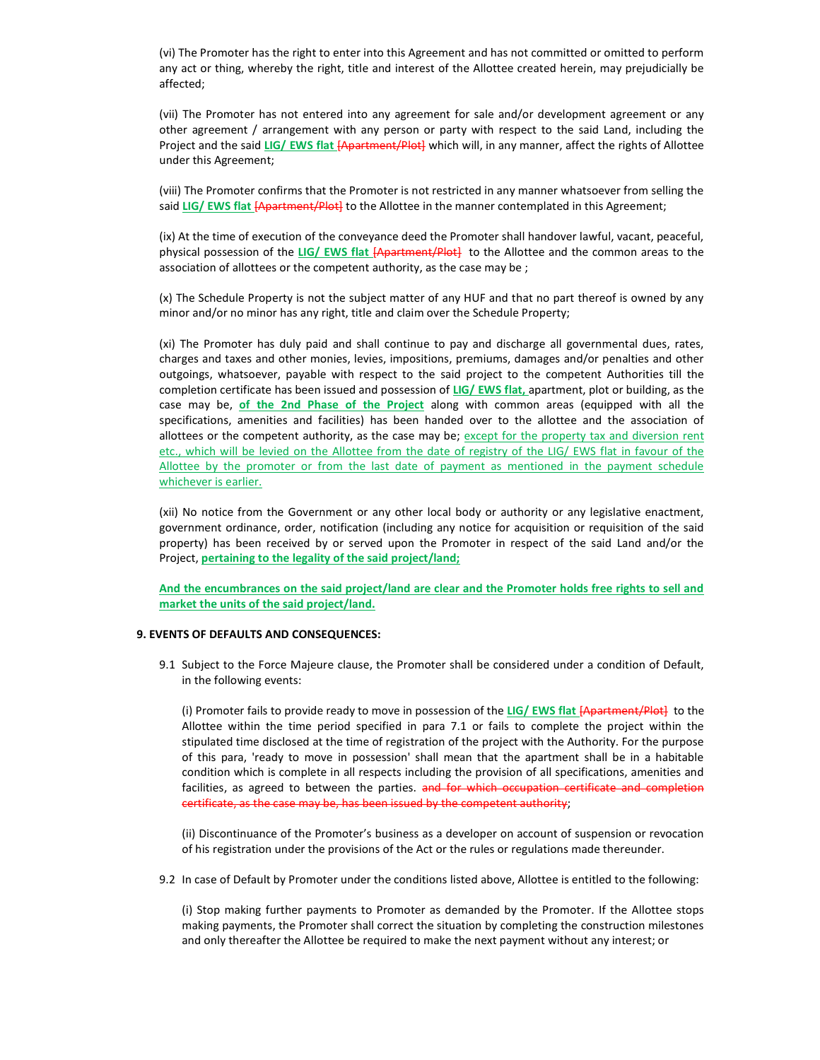(vi) The Promoter has the right to enter into this Agreement and has not committed or omitted to perform any act or thing, whereby the right, title and interest of the Allottee created herein, may prejudicially be affected;

(vii) The Promoter has not entered into any agreement for sale and/or development agreement or any other agreement / arrangement with any person or party with respect to the said Land, including the Project and the said **LIG/ EWS flat** ~~[Apartment/Plot]~~ which will, in any manner, affect the rights of Allottee under this Agreement;

(viii) The Promoter confirms that the Promoter is not restricted in any manner whatsoever from selling the said **LIG/ EWS flat** ~~[Apartment/Plot]~~ to the Allottee in the manner contemplated in this Agreement;

(ix) At the time of execution of the conveyance deed the Promoter shall handover lawful, vacant, peaceful, physical possession of the **LIG/ EWS flat** ~~[Apartment/Plot]~~ to the Allottee and the common areas to the association of allottees or the competent authority, as the case may be ;

(x) The Schedule Property is not the subject matter of any HUF and that no part thereof is owned by any minor and/or no minor has any right, title and claim over the Schedule Property;

(xi) The Promoter has duly paid and shall continue to pay and discharge all governmental dues, rates, charges and taxes and other monies, levies, impositions, premiums, damages and/or penalties and other outgoings, whatsoever, payable with respect to the said project to the competent Authorities till the completion certificate has been issued and possession of **LIG/ EWS flat,** apartment, plot or building, as the case may be, **of the 2nd Phase of the Project** along with common areas (equipped with all the specifications, amenities and facilities) has been handed over to the allottee and the association of allottees or the competent authority, as the case may be; except for the property tax and diversion rent etc., which will be levied on the Allottee from the date of registry of the LIG/ EWS flat in favour of the Allottee by the promoter or from the last date of payment as mentioned in the payment schedule whichever is earlier.

(xii) No notice from the Government or any other local body or authority or any legislative enactment, government ordinance, order, notification (including any notice for acquisition or requisition of the said property) has been received by or served upon the Promoter in respect of the said Land and/or the Project, **pertaining to the legality of the said project/land;**

**And the encumbrances on the said project/land are clear and the Promoter holds free rights to sell and market the units of the said project/land.**

**9. EVENTS OF DEFAULTS AND CONSEQUENCES:**

9.1 Subject to the Force Majeure clause, the Promoter shall be considered under a condition of Default, in the following events:

(i) Promoter fails to provide ready to move in possession of the **LIG/ EWS flat** ~~[Apartment/Plot]~~ to the Allottee within the time period specified in para 7.1 or fails to complete the project within the stipulated time disclosed at the time of registration of the project with the Authority. For the purpose of this para, 'ready to move in possession' shall mean that the apartment shall be in a habitable condition which is complete in all respects including the provision of all specifications, amenities and facilities, as agreed to between the parties. ~~and for which occupation certificate and completion certificate, as the case may be, has been issued by the competent authority~~;

(ii) Discontinuance of the Promoter's business as a developer on account of suspension or revocation of his registration under the provisions of the Act or the rules or regulations made thereunder.

9.2 In case of Default by Promoter under the conditions listed above, Allottee is entitled to the following:

(i) Stop making further payments to Promoter as demanded by the Promoter. If the Allottee stops making payments, the Promoter shall correct the situation by completing the construction milestones and only thereafter the Allottee be required to make the next payment without any interest; or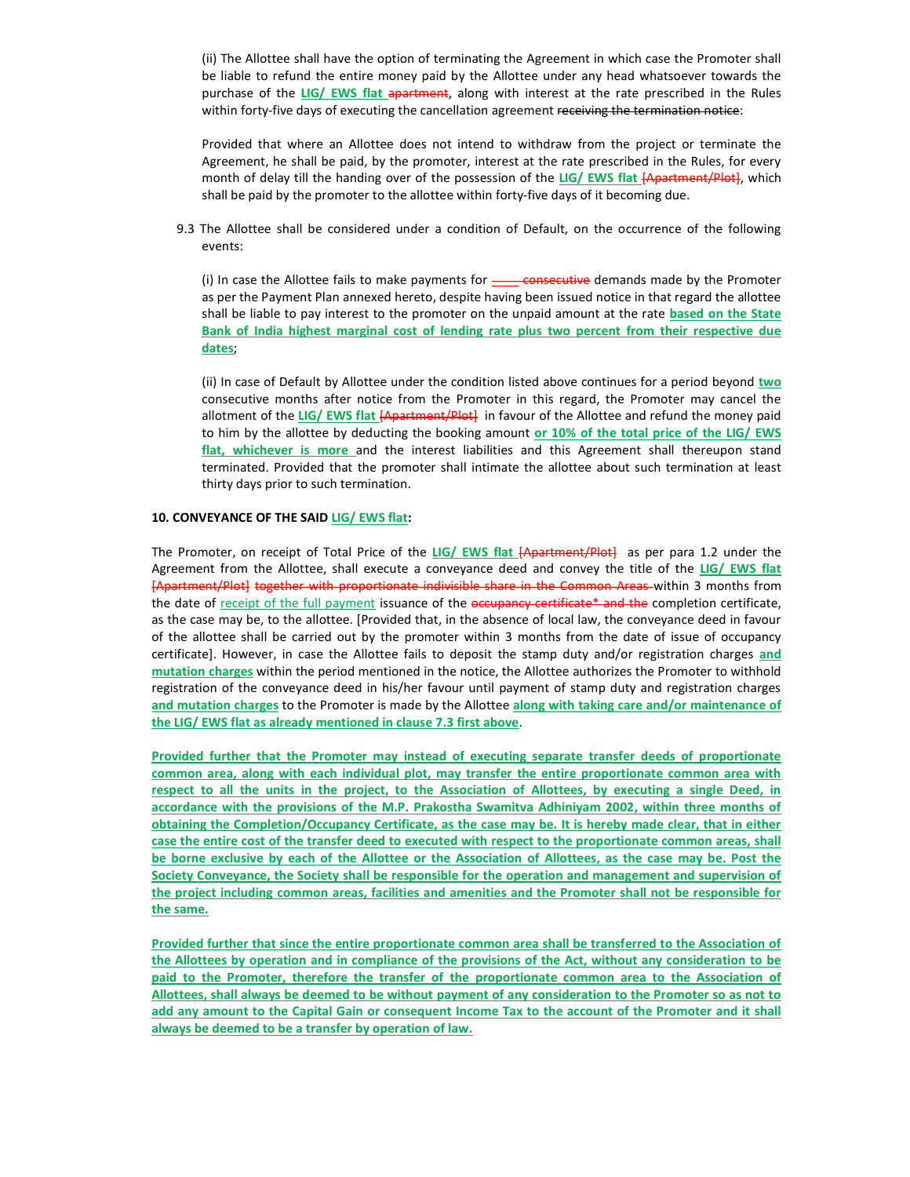(ii) The Allottee shall have the option of terminating the Agreement in which case the Promoter shall be liable to refund the entire money paid by the Allottee under any head whatsoever towards the purchase of the **LIG/ EWS flat** ~~apartment~~, along with interest at the rate prescribed in the Rules within forty-five days of executing the cancellation agreement ~~receiving the termination notice~~:

Provided that where an Allottee does not intend to withdraw from the project or terminate the Agreement, he shall be paid, by the promoter, interest at the rate prescribed in the Rules, for every month of delay till the handing over of the possession of the **LIG/ EWS flat** ~~[Apartment/Plot]~~, which shall be paid by the promoter to the allottee within forty-five days of it becoming due.

9.3 The Allottee shall be considered under a condition of Default, on the occurrence of the following events:

(i) In case the Allottee fails to make payments for ~~_____ consecutive~~ demands made by the Promoter as per the Payment Plan annexed hereto, despite having been issued notice in that regard the allottee shall be liable to pay interest to the promoter on the unpaid amount at the rate **based on the State Bank of India highest marginal cost of lending rate plus two percent from their respective due dates**;

(ii) In case of Default by Allottee under the condition listed above continues for a period beyond **two** consecutive months after notice from the Promoter in this regard, the Promoter may cancel the allotment of the **LIG/ EWS flat** ~~[Apartment/Plot]~~ in favour of the Allottee and refund the money paid to him by the allottee by deducting the booking amount **or 10% of the total price of the LIG/ EWS flat, whichever is more** and the interest liabilities and this Agreement shall thereupon stand terminated. Provided that the promoter shall intimate the allottee about such termination at least thirty days prior to such termination.

**10. CONVEYANCE OF THE SAID LIG/ EWS flat:**

The Promoter, on receipt of Total Price of the **LIG/ EWS flat** ~~[Apartment/Plot]~~ as per para 1.2 under the Agreement from the Allottee, shall execute a conveyance deed and convey the title of the **LIG/ EWS flat** ~~[Apartment/Plot] together with proportionate indivisible share in the Common Areas~~ within 3 months from the date of receipt of the full payment issuance of the ~~occupancy certificate* and the~~ completion certificate, as the case may be, to the allottee. [Provided that, in the absence of local law, the conveyance deed in favour of the allottee shall be carried out by the promoter within 3 months from the date of issue of occupancy certificate]. However, in case the Allottee fails to deposit the stamp duty and/or registration charges **and mutation charges** within the period mentioned in the notice, the Allottee authorizes the Promoter to withhold registration of the conveyance deed in his/her favour until payment of stamp duty and registration charges **and mutation charges** to the Promoter is made by the Allottee **along with taking care and/or maintenance of the LIG/ EWS flat as already mentioned in clause 7.3 first above**.

**Provided further that the Promoter may instead of executing separate transfer deeds of proportionate common area, along with each individual plot, may transfer the entire proportionate common area with respect to all the units in the project, to the Association of Allottees, by executing a single Deed, in accordance with the provisions of the M.P. Prakostha Swamitva Adhiniyam 2002, within three months of obtaining the Completion/Occupancy Certificate, as the case may be. It is hereby made clear, that in either case the entire cost of the transfer deed to executed with respect to the proportionate common areas, shall be borne exclusive by each of the Allottee or the Association of Allottees, as the case may be. Post the Society Conveyance, the Society shall be responsible for the operation and management and supervision of the project including common areas, facilities and amenities and the Promoter shall not be responsible for the same.**

**Provided further that since the entire proportionate common area shall be transferred to the Association of the Allottees by operation and in compliance of the provisions of the Act, without any consideration to be paid to the Promoter, therefore the transfer of the proportionate common area to the Association of Allottees, shall always be deemed to be without payment of any consideration to the Promoter so as not to add any amount to the Capital Gain or consequent Income Tax to the account of the Promoter and it shall always be deemed to be a transfer by operation of law.**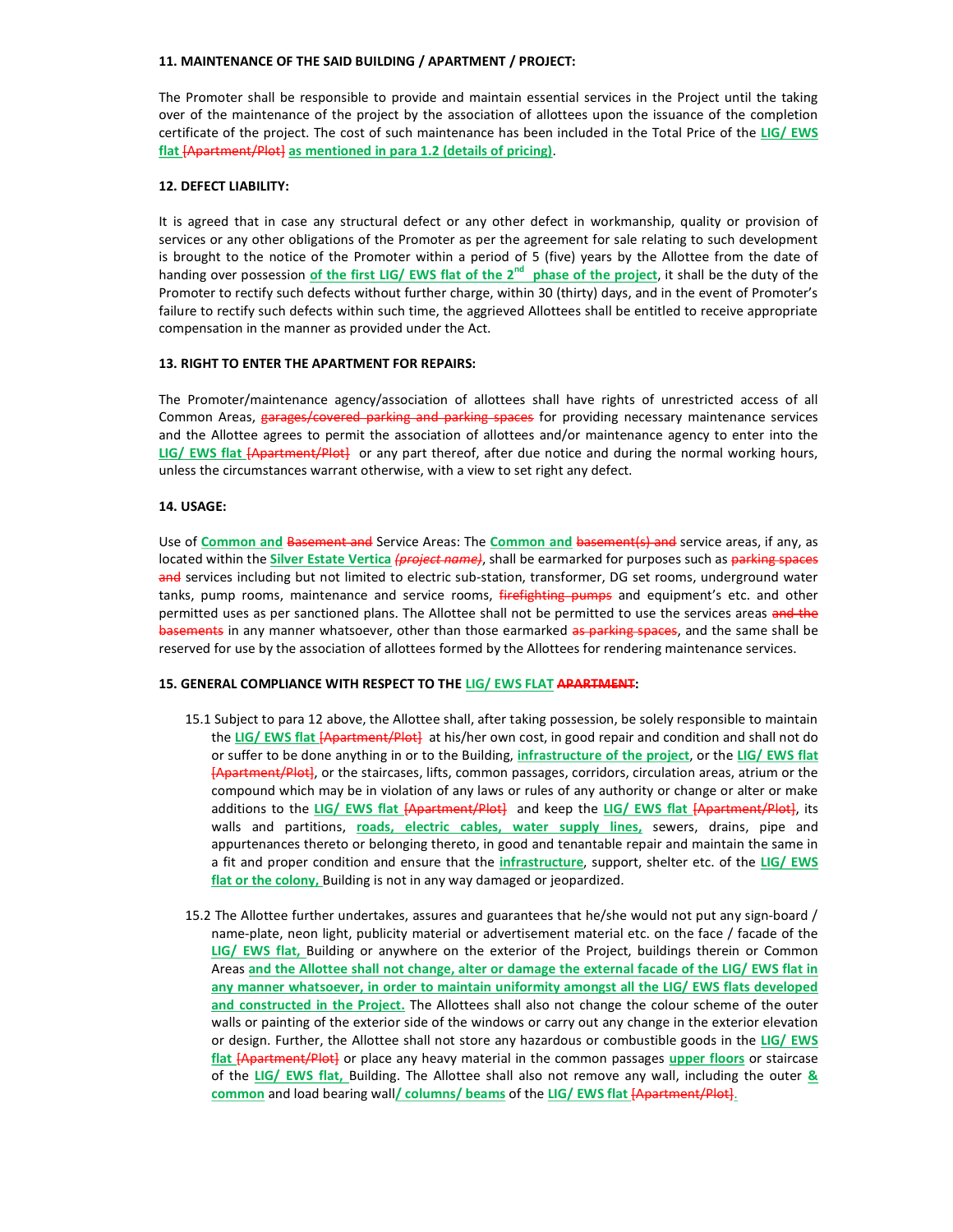**11. MAINTENANCE OF THE SAID BUILDING / APARTMENT / PROJECT:**

The Promoter shall be responsible to provide and maintain essential services in the Project until the taking over of the maintenance of the project by the association of allottees upon the issuance of the completion certificate of the project. The cost of such maintenance has been included in the Total Price of the **LIG/ EWS flat** ~~[Apartment/Plot]~~ **as mentioned in para 1.2 (details of pricing)**.

**12. DEFECT LIABILITY:**

It is agreed that in case any structural defect or any other defect in workmanship, quality or provision of services or any other obligations of the Promoter as per the agreement for sale relating to such development is brought to the notice of the Promoter within a period of 5 (five) years by the Allottee from the date of handing over possession **of the first LIG/ EWS flat of the 2nd phase of the project**, it shall be the duty of the Promoter to rectify such defects without further charge, within 30 (thirty) days, and in the event of Promoter's failure to rectify such defects within such time, the aggrieved Allottees shall be entitled to receive appropriate compensation in the manner as provided under the Act.

**13. RIGHT TO ENTER THE APARTMENT FOR REPAIRS:**

The Promoter/maintenance agency/association of allottees shall have rights of unrestricted access of all Common Areas, ~~garages/covered parking and parking spaces~~ for providing necessary maintenance services and the Allottee agrees to permit the association of allottees and/or maintenance agency to enter into the **LIG/ EWS flat** ~~[Apartment/Plot]~~ or any part thereof, after due notice and during the normal working hours, unless the circumstances warrant otherwise, with a view to set right any defect.

**14. USAGE:**

Use of **Common and** ~~Basement and~~ Service Areas: The **Common and** ~~basement(s) and~~ service areas, if any, as located within the **Silver Estate Vertica** ~~*(project name)*~~, shall be earmarked for purposes such as ~~parking spaces and~~ services including but not limited to electric sub-station, transformer, DG set rooms, underground water tanks, pump rooms, maintenance and service rooms, ~~firefighting pumps~~ and equipment's etc. and other permitted uses as per sanctioned plans. The Allottee shall not be permitted to use the services areas ~~and the basements~~ in any manner whatsoever, other than those earmarked ~~as parking spaces~~, and the same shall be reserved for use by the association of allottees formed by the Allottees for rendering maintenance services.

**15. GENERAL COMPLIANCE WITH RESPECT TO THE LIG/ EWS FLAT ~~APARTMENT~~:**

15.1 Subject to para 12 above, the Allottee shall, after taking possession, be solely responsible to maintain the **LIG/ EWS flat** ~~[Apartment/Plot]~~ at his/her own cost, in good repair and condition and shall not do or suffer to be done anything in or to the Building, **infrastructure of the project**, or the **LIG/ EWS flat** ~~[Apartment/Plot]~~, or the staircases, lifts, common passages, corridors, circulation areas, atrium or the compound which may be in violation of any laws or rules of any authority or change or alter or make additions to the **LIG/ EWS flat** ~~[Apartment/Plot]~~ and keep the **LIG/ EWS flat** ~~[Apartment/Plot]~~, its walls and partitions, **roads, electric cables, water supply lines,** sewers, drains, pipe and appurtenances thereto or belonging thereto, in good and tenantable repair and maintain the same in a fit and proper condition and ensure that the **infrastructure**, support, shelter etc. of the **LIG/ EWS flat or the colony,** Building is not in any way damaged or jeopardized.

15.2 The Allottee further undertakes, assures and guarantees that he/she would not put any sign-board / name-plate, neon light, publicity material or advertisement material etc. on the face / facade of the **LIG/ EWS flat,** Building or anywhere on the exterior of the Project, buildings therein or Common Areas **and the Allottee shall not change, alter or damage the external facade of the LIG/ EWS flat in any manner whatsoever, in order to maintain uniformity amongst all the LIG/ EWS flats developed and constructed in the Project.** The Allottees shall also not change the colour scheme of the outer walls or painting of the exterior side of the windows or carry out any change in the exterior elevation or design. Further, the Allottee shall not store any hazardous or combustible goods in the **LIG/ EWS flat** ~~[Apartment/Plot]~~ or place any heavy material in the common passages **upper floors** or staircase of the **LIG/ EWS flat,** Building. The Allottee shall also not remove any wall, including the outer **& common** and load bearing wall**/ columns/ beams** of the **LIG/ EWS flat** ~~[Apartment/Plot]~~.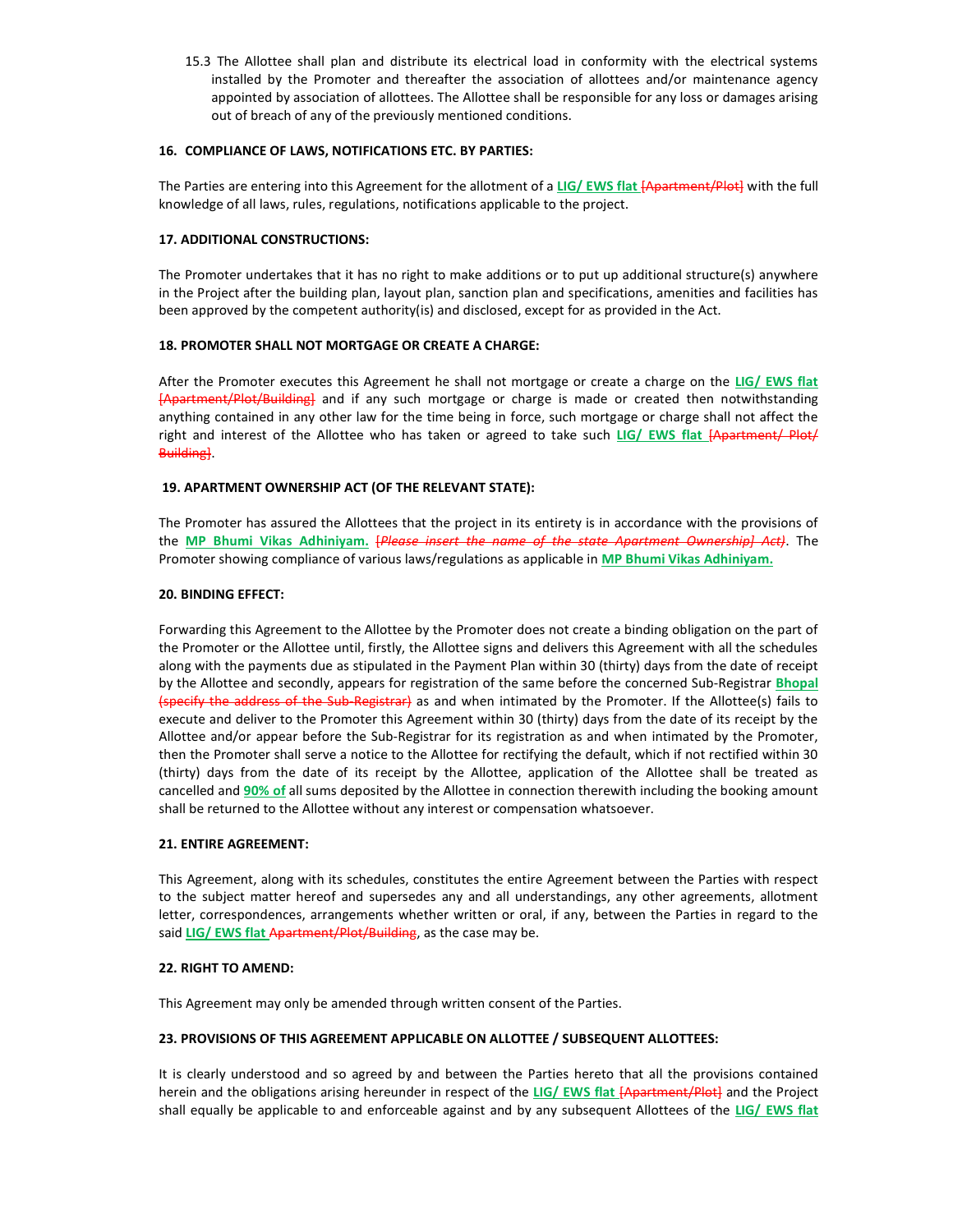15.3 The Allottee shall plan and distribute its electrical load in conformity with the electrical systems installed by the Promoter and thereafter the association of allottees and/or maintenance agency appointed by association of allottees. The Allottee shall be responsible for any loss or damages arising out of breach of any of the previously mentioned conditions.

**16. COMPLIANCE OF LAWS, NOTIFICATIONS ETC. BY PARTIES:**

The Parties are entering into this Agreement for the allotment of a **LIG/ EWS flat** ~~[Apartment/Plot]~~ with the full knowledge of all laws, rules, regulations, notifications applicable to the project.

**17. ADDITIONAL CONSTRUCTIONS:**

The Promoter undertakes that it has no right to make additions or to put up additional structure(s) anywhere in the Project after the building plan, layout plan, sanction plan and specifications, amenities and facilities has been approved by the competent authority(is) and disclosed, except for as provided in the Act.

**18. PROMOTER SHALL NOT MORTGAGE OR CREATE A CHARGE:**

After the Promoter executes this Agreement he shall not mortgage or create a charge on the **LIG/ EWS flat** ~~[Apartment/Plot/Building]~~ and if any such mortgage or charge is made or created then notwithstanding anything contained in any other law for the time being in force, such mortgage or charge shall not affect the right and interest of the Allottee who has taken or agreed to take such **LIG/ EWS flat** ~~[Apartment/ Plot/ Building]~~.

**19. APARTMENT OWNERSHIP ACT (OF THE RELEVANT STATE):**

The Promoter has assured the Allottees that the project in its entirety is in accordance with the provisions of the **MP Bhumi Vikas Adhiniyam.** ~~[*Please insert the name of the state Apartment Ownership] Act)*~~. The Promoter showing compliance of various laws/regulations as applicable in **MP Bhumi Vikas Adhiniyam.**

**20. BINDING EFFECT:**

Forwarding this Agreement to the Allottee by the Promoter does not create a binding obligation on the part of the Promoter or the Allottee until, firstly, the Allottee signs and delivers this Agreement with all the schedules along with the payments due as stipulated in the Payment Plan within 30 (thirty) days from the date of receipt by the Allottee and secondly, appears for registration of the same before the concerned Sub-Registrar **Bhopal** ~~(specify the address of the Sub-Registrar)~~ as and when intimated by the Promoter. If the Allottee(s) fails to execute and deliver to the Promoter this Agreement within 30 (thirty) days from the date of its receipt by the Allottee and/or appear before the Sub-Registrar for its registration as and when intimated by the Promoter, then the Promoter shall serve a notice to the Allottee for rectifying the default, which if not rectified within 30 (thirty) days from the date of its receipt by the Allottee, application of the Allottee shall be treated as cancelled and **90% of** all sums deposited by the Allottee in connection therewith including the booking amount shall be returned to the Allottee without any interest or compensation whatsoever.

**21. ENTIRE AGREEMENT:**

This Agreement, along with its schedules, constitutes the entire Agreement between the Parties with respect to the subject matter hereof and supersedes any and all understandings, any other agreements, allotment letter, correspondences, arrangements whether written or oral, if any, between the Parties in regard to the said **LIG/ EWS flat** ~~Apartment/Plot/Building~~, as the case may be.

**22. RIGHT TO AMEND:**

This Agreement may only be amended through written consent of the Parties.

**23. PROVISIONS OF THIS AGREEMENT APPLICABLE ON ALLOTTEE / SUBSEQUENT ALLOTTEES:**

It is clearly understood and so agreed by and between the Parties hereto that all the provisions contained herein and the obligations arising hereunder in respect of the **LIG/ EWS flat** ~~[Apartment/Plot]~~ and the Project shall equally be applicable to and enforceable against and by any subsequent Allottees of the **LIG/ EWS flat**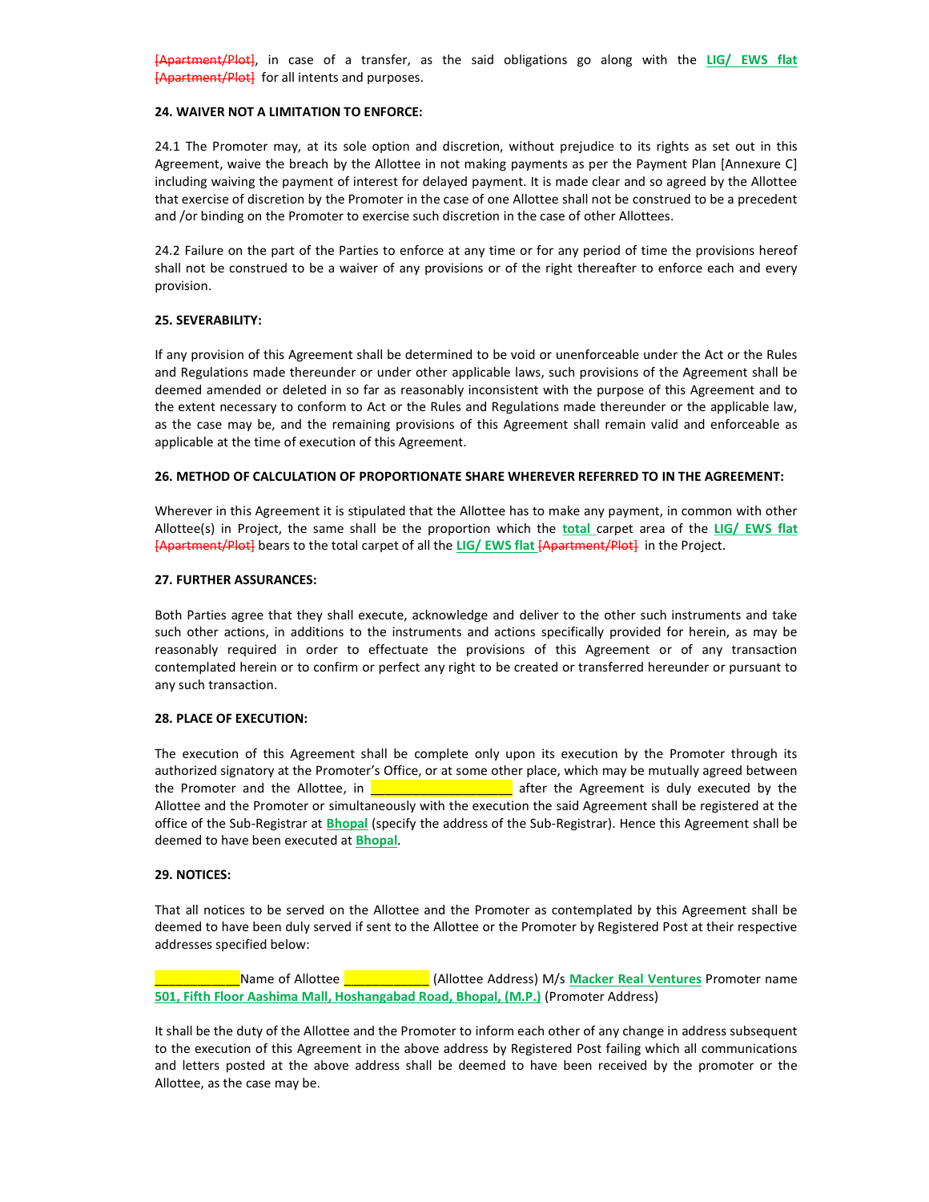~~[Apartment/Plot]~~, in case of a transfer, as the said obligations go along with the **LIG/ EWS flat** ~~[Apartment/Plot]~~ for all intents and purposes.

**24. WAIVER NOT A LIMITATION TO ENFORCE:**

24.1 The Promoter may, at its sole option and discretion, without prejudice to its rights as set out in this Agreement, waive the breach by the Allottee in not making payments as per the Payment Plan [Annexure C] including waiving the payment of interest for delayed payment. It is made clear and so agreed by the Allottee that exercise of discretion by the Promoter in the case of one Allottee shall not be construed to be a precedent and /or binding on the Promoter to exercise such discretion in the case of other Allottees.

24.2 Failure on the part of the Parties to enforce at any time or for any period of time the provisions hereof shall not be construed to be a waiver of any provisions or of the right thereafter to enforce each and every provision.

**25. SEVERABILITY:**

If any provision of this Agreement shall be determined to be void or unenforceable under the Act or the Rules and Regulations made thereunder or under other applicable laws, such provisions of the Agreement shall be deemed amended or deleted in so far as reasonably inconsistent with the purpose of this Agreement and to the extent necessary to conform to Act or the Rules and Regulations made thereunder or the applicable law, as the case may be, and the remaining provisions of this Agreement shall remain valid and enforceable as applicable at the time of execution of this Agreement.

**26. METHOD OF CALCULATION OF PROPORTIONATE SHARE WHEREVER REFERRED TO IN THE AGREEMENT:**

Wherever in this Agreement it is stipulated that the Allottee has to make any payment, in common with other Allottee(s) in Project, the same shall be the proportion which the **total** carpet area of the **LIG/ EWS flat** ~~[Apartment/Plot]~~ bears to the total carpet of all the **LIG/ EWS flat** ~~[Apartment/Plot]~~ in the Project.

**27. FURTHER ASSURANCES:**

Both Parties agree that they shall execute, acknowledge and deliver to the other such instruments and take such other actions, in additions to the instruments and actions specifically provided for herein, as may be reasonably required in order to effectuate the provisions of this Agreement or of any transaction contemplated herein or to confirm or perfect any right to be created or transferred hereunder or pursuant to any such transaction.

**28. PLACE OF EXECUTION:**

The execution of this Agreement shall be complete only upon its execution by the Promoter through its authorized signatory at the Promoter's Office, or at some other place, which may be mutually agreed between the Promoter and the Allottee, in ___________________ after the Agreement is duly executed by the Allottee and the Promoter or simultaneously with the execution the said Agreement shall be registered at the office of the Sub-Registrar at **Bhopal** (specify the address of the Sub-Registrar). Hence this Agreement shall be deemed to have been executed at **Bhopal**.

**29. NOTICES:**

That all notices to be served on the Allottee and the Promoter as contemplated by this Agreement shall be deemed to have been duly served if sent to the Allottee or the Promoter by Registered Post at their respective addresses specified below:

___________Name of Allottee ___________ (Allottee Address) M/s **Macker Real Ventures** Promoter name **501, Fifth Floor Aashima Mall, Hoshangabad Road, Bhopal, (M.P.)** (Promoter Address)

It shall be the duty of the Allottee and the Promoter to inform each other of any change in address subsequent to the execution of this Agreement in the above address by Registered Post failing which all communications and letters posted at the above address shall be deemed to have been received by the promoter or the Allottee, as the case may be.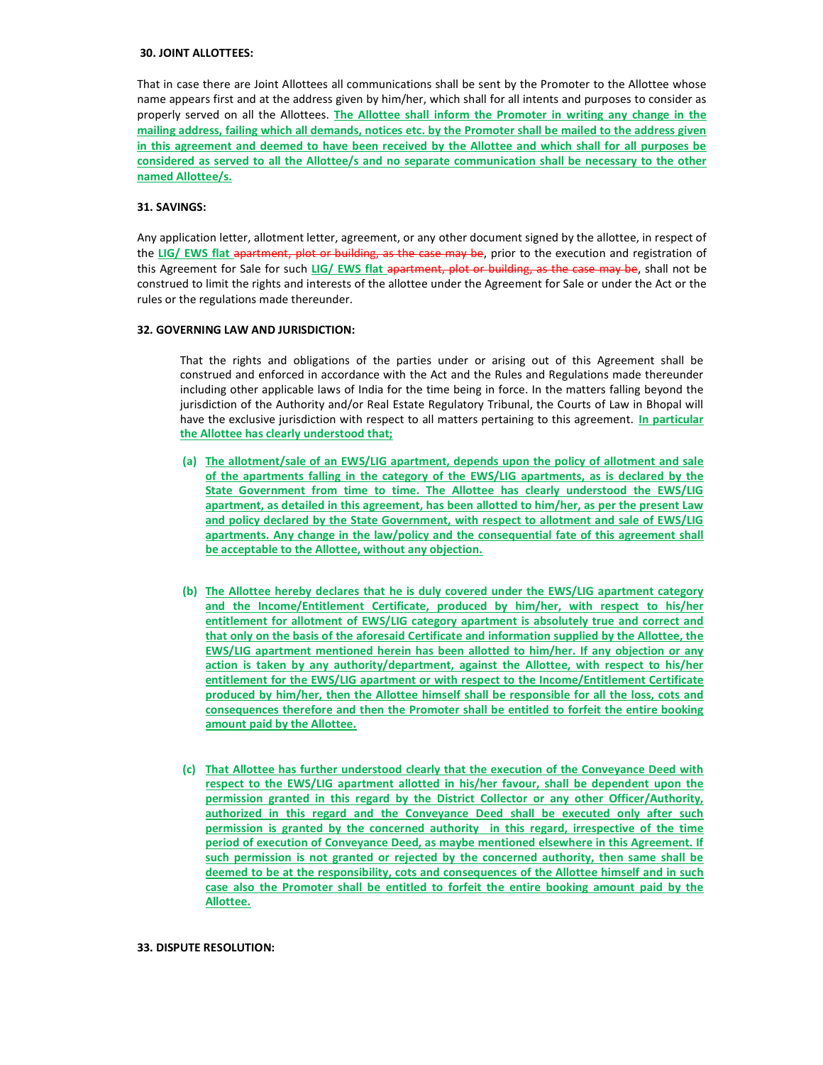**30. JOINT ALLOTTEES:**

That in case there are Joint Allottees all communications shall be sent by the Promoter to the Allottee whose name appears first and at the address given by him/her, which shall for all intents and purposes to consider as properly served on all the Allottees. **The Allottee shall inform the Promoter in writing any change in the mailing address, failing which all demands, notices etc. by the Promoter shall be mailed to the address given in this agreement and deemed to have been received by the Allottee and which shall for all purposes be considered as served to all the Allottee/s and no separate communication shall be necessary to the other named Allottee/s.**

**31. SAVINGS:**

Any application letter, allotment letter, agreement, or any other document signed by the allottee, in respect of the **LIG/ EWS flat** ~~apartment, plot or building, as the case may be~~, prior to the execution and registration of this Agreement for Sale for such **LIG/ EWS flat** ~~apartment, plot or building, as the case may be~~, shall not be construed to limit the rights and interests of the allottee under the Agreement for Sale or under the Act or the rules or the regulations made thereunder.

**32. GOVERNING LAW AND JURISDICTION:**

That the rights and obligations of the parties under or arising out of this Agreement shall be construed and enforced in accordance with the Act and the Rules and Regulations made thereunder including other applicable laws of India for the time being in force. In the matters falling beyond the jurisdiction of the Authority and/or Real Estate Regulatory Tribunal, the Courts of Law in Bhopal will have the exclusive jurisdiction with respect to all matters pertaining to this agreement. **In particular the Allottee has clearly understood that;**

**(a) The allotment/sale of an EWS/LIG apartment, depends upon the policy of allotment and sale of the apartments falling in the category of the EWS/LIG apartments, as is declared by the State Government from time to time. The Allottee has clearly understood the EWS/LIG apartment, as detailed in this agreement, has been allotted to him/her, as per the present Law and policy declared by the State Government, with respect to allotment and sale of EWS/LIG apartments. Any change in the law/policy and the consequential fate of this agreement shall be acceptable to the Allottee, without any objection.**

**(b) The Allottee hereby declares that he is duly covered under the EWS/LIG apartment category and the Income/Entitlement Certificate, produced by him/her, with respect to his/her entitlement for allotment of EWS/LIG category apartment is absolutely true and correct and that only on the basis of the aforesaid Certificate and information supplied by the Allottee, the EWS/LIG apartment mentioned herein has been allotted to him/her. If any objection or any action is taken by any authority/department, against the Allottee, with respect to his/her entitlement for the EWS/LIG apartment or with respect to the Income/Entitlement Certificate produced by him/her, then the Allottee himself shall be responsible for all the loss, cots and consequences therefore and then the Promoter shall be entitled to forfeit the entire booking amount paid by the Allottee.**

**(c) That Allottee has further understood clearly that the execution of the Conveyance Deed with respect to the EWS/LIG apartment allotted in his/her favour, shall be dependent upon the permission granted in this regard by the District Collector or any other Officer/Authority, authorized in this regard and the Conveyance Deed shall be executed only after such permission is granted by the concerned authority in this regard, irrespective of the time period of execution of Conveyance Deed, as maybe mentioned elsewhere in this Agreement. If such permission is not granted or rejected by the concerned authority, then same shall be deemed to be at the responsibility, cots and consequences of the Allottee himself and in such case also the Promoter shall be entitled to forfeit the entire booking amount paid by the Allottee.**

**33. DISPUTE RESOLUTION:**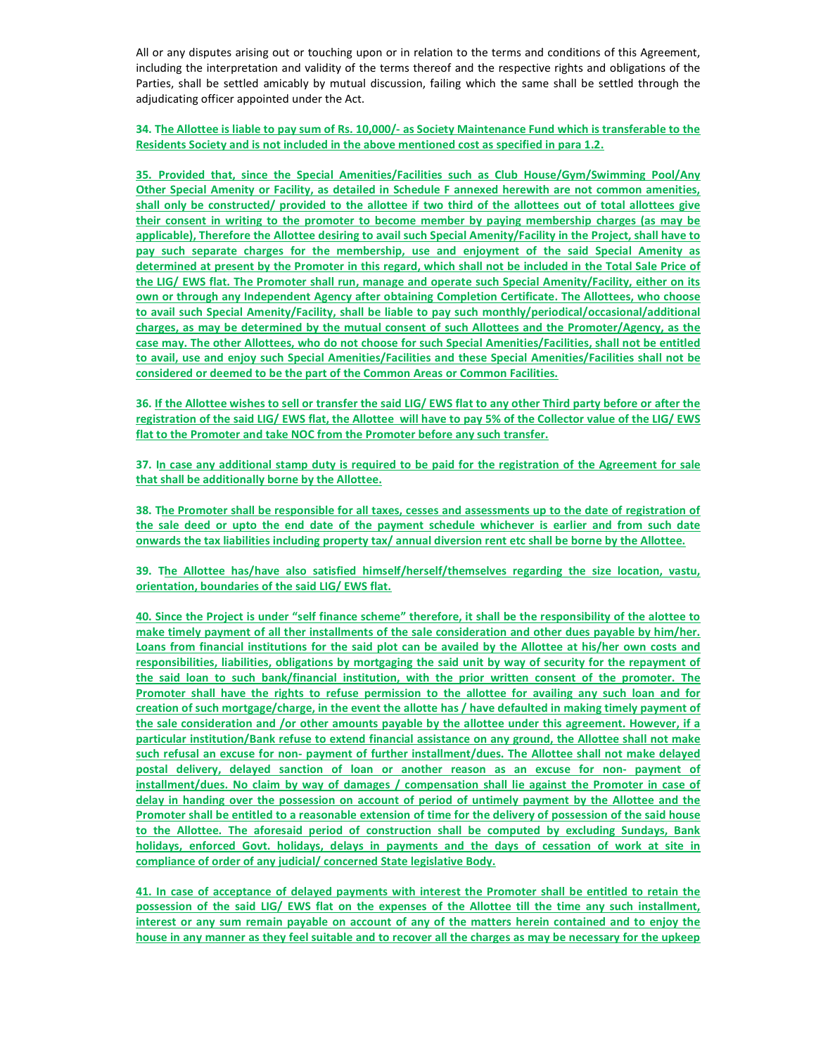All or any disputes arising out or touching upon or in relation to the terms and conditions of this Agreement, including the interpretation and validity of the terms thereof and the respective rights and obligations of the Parties, shall be settled amicably by mutual discussion, failing which the same shall be settled through the adjudicating officer appointed under the Act.

**34. The Allottee is liable to pay sum of Rs. 10,000/- as Society Maintenance Fund which is transferable to the Residents Society and is not included in the above mentioned cost as specified in para 1.2.**

**35. Provided that, since the Special Amenities/Facilities such as Club House/Gym/Swimming Pool/Any Other Special Amenity or Facility, as detailed in Schedule F annexed herewith are not common amenities, shall only be constructed/ provided to the allottee if two third of the allottees out of total allottees give their consent in writing to the promoter to become member by paying membership charges (as may be applicable), Therefore the Allottee desiring to avail such Special Amenity/Facility in the Project, shall have to pay such separate charges for the membership, use and enjoyment of the said Special Amenity as determined at present by the Promoter in this regard, which shall not be included in the Total Sale Price of the LIG/ EWS flat. The Promoter shall run, manage and operate such Special Amenity/Facility, either on its own or through any Independent Agency after obtaining Completion Certificate. The Allottees, who choose to avail such Special Amenity/Facility, shall be liable to pay such monthly/periodical/occasional/additional charges, as may be determined by the mutual consent of such Allottees and the Promoter/Agency, as the case may. The other Allottees, who do not choose for such Special Amenities/Facilities, shall not be entitled to avail, use and enjoy such Special Amenities/Facilities and these Special Amenities/Facilities shall not be considered or deemed to be the part of the Common Areas or Common Facilities.**

**36. If the Allottee wishes to sell or transfer the said LIG/ EWS flat to any other Third party before or after the registration of the said LIG/ EWS flat, the Allottee will have to pay 5% of the Collector value of the LIG/ EWS flat to the Promoter and take NOC from the Promoter before any such transfer.**

**37. In case any additional stamp duty is required to be paid for the registration of the Agreement for sale that shall be additionally borne by the Allottee.**

**38. The Promoter shall be responsible for all taxes, cesses and assessments up to the date of registration of the sale deed or upto the end date of the payment schedule whichever is earlier and from such date onwards the tax liabilities including property tax/ annual diversion rent etc shall be borne by the Allottee.**

**39. The Allottee has/have also satisfied himself/herself/themselves regarding the size location, vastu, orientation, boundaries of the said LIG/ EWS flat.**

**40. Since the Project is under "self finance scheme" therefore, it shall be the responsibility of the alottee to make timely payment of all ther installments of the sale consideration and other dues payable by him/her. Loans from financial institutions for the said plot can be availed by the Allottee at his/her own costs and responsibilities, liabilities, obligations by mortgaging the said unit by way of security for the repayment of the said loan to such bank/financial institution, with the prior written consent of the promoter. The Promoter shall have the rights to refuse permission to the allottee for availing any such loan and for creation of such mortgage/charge, in the event the allotte has / have defaulted in making timely payment of the sale consideration and /or other amounts payable by the allottee under this agreement. However, if a particular institution/Bank refuse to extend financial assistance on any ground, the Allottee shall not make such refusal an excuse for non- payment of further installment/dues. The Allottee shall not make delayed postal delivery, delayed sanction of loan or another reason as an excuse for non- payment of installment/dues. No claim by way of damages / compensation shall lie against the Promoter in case of delay in handing over the possession on account of period of untimely payment by the Allottee and the Promoter shall be entitled to a reasonable extension of time for the delivery of possession of the said house to the Allottee. The aforesaid period of construction shall be computed by excluding Sundays, Bank holidays, enforced Govt. holidays, delays in payments and the days of cessation of work at site in compliance of order of any judicial/ concerned State legislative Body.**

**41. In case of acceptance of delayed payments with interest the Promoter shall be entitled to retain the possession of the said LIG/ EWS flat on the expenses of the Allottee till the time any such installment, interest or any sum remain payable on account of any of the matters herein contained and to enjoy the house in any manner as they feel suitable and to recover all the charges as may be necessary for the upkeep**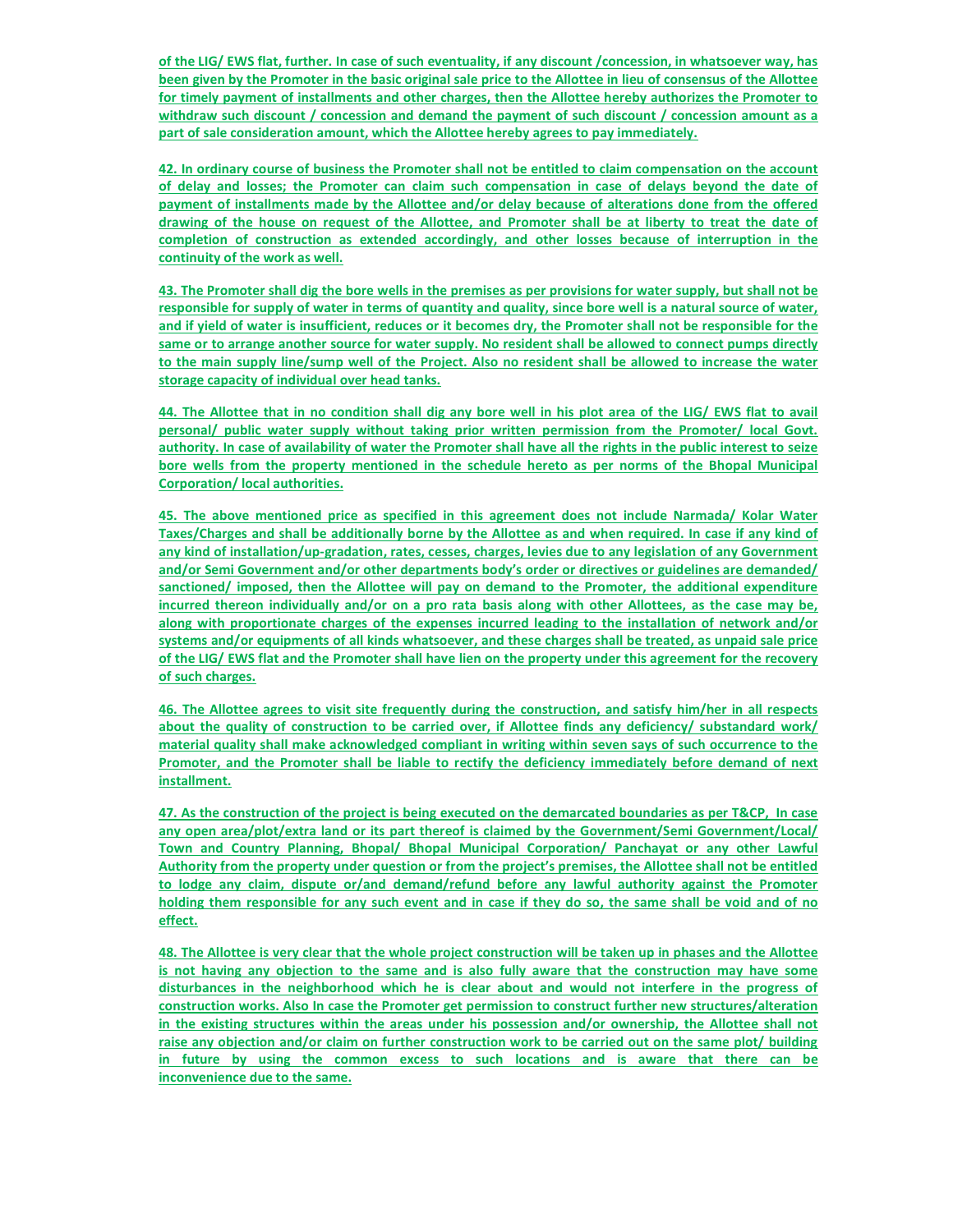**of the LIG/ EWS flat, further. In case of such eventuality, if any discount /concession, in whatsoever way, has been given by the Promoter in the basic original sale price to the Allottee in lieu of consensus of the Allottee for timely payment of installments and other charges, then the Allottee hereby authorizes the Promoter to withdraw such discount / concession and demand the payment of such discount / concession amount as a part of sale consideration amount, which the Allottee hereby agrees to pay immediately.**

**42. In ordinary course of business the Promoter shall not be entitled to claim compensation on the account of delay and losses; the Promoter can claim such compensation in case of delays beyond the date of payment of installments made by the Allottee and/or delay because of alterations done from the offered drawing of the house on request of the Allottee, and Promoter shall be at liberty to treat the date of completion of construction as extended accordingly, and other losses because of interruption in the continuity of the work as well.**

**43. The Promoter shall dig the bore wells in the premises as per provisions for water supply, but shall not be responsible for supply of water in terms of quantity and quality, since bore well is a natural source of water, and if yield of water is insufficient, reduces or it becomes dry, the Promoter shall not be responsible for the same or to arrange another source for water supply. No resident shall be allowed to connect pumps directly to the main supply line/sump well of the Project. Also no resident shall be allowed to increase the water storage capacity of individual over head tanks.**

**44. The Allottee that in no condition shall dig any bore well in his plot area of the LIG/ EWS flat to avail personal/ public water supply without taking prior written permission from the Promoter/ local Govt. authority. In case of availability of water the Promoter shall have all the rights in the public interest to seize bore wells from the property mentioned in the schedule hereto as per norms of the Bhopal Municipal Corporation/ local authorities.**

**45. The above mentioned price as specified in this agreement does not include Narmada/ Kolar Water Taxes/Charges and shall be additionally borne by the Allottee as and when required. In case if any kind of any kind of installation/up-gradation, rates, cesses, charges, levies due to any legislation of any Government and/or Semi Government and/or other departments body's order or directives or guidelines are demanded/ sanctioned/ imposed, then the Allottee will pay on demand to the Promoter, the additional expenditure incurred thereon individually and/or on a pro rata basis along with other Allottees, as the case may be, along with proportionate charges of the expenses incurred leading to the installation of network and/or systems and/or equipments of all kinds whatsoever, and these charges shall be treated, as unpaid sale price of the LIG/ EWS flat and the Promoter shall have lien on the property under this agreement for the recovery of such charges.**

**46. The Allottee agrees to visit site frequently during the construction, and satisfy him/her in all respects about the quality of construction to be carried over, if Allottee finds any deficiency/ substandard work/ material quality shall make acknowledged compliant in writing within seven says of such occurrence to the Promoter, and the Promoter shall be liable to rectify the deficiency immediately before demand of next installment.**

**47. As the construction of the project is being executed on the demarcated boundaries as per T&CP, In case any open area/plot/extra land or its part thereof is claimed by the Government/Semi Government/Local/ Town and Country Planning, Bhopal/ Bhopal Municipal Corporation/ Panchayat or any other Lawful Authority from the property under question or from the project's premises, the Allottee shall not be entitled to lodge any claim, dispute or/and demand/refund before any lawful authority against the Promoter holding them responsible for any such event and in case if they do so, the same shall be void and of no effect.**

**48. The Allottee is very clear that the whole project construction will be taken up in phases and the Allottee is not having any objection to the same and is also fully aware that the construction may have some disturbances in the neighborhood which he is clear about and would not interfere in the progress of construction works. Also In case the Promoter get permission to construct further new structures/alteration in the existing structures within the areas under his possession and/or ownership, the Allottee shall not raise any objection and/or claim on further construction work to be carried out on the same plot/ building in future by using the common excess to such locations and is aware that there can be inconvenience due to the same.**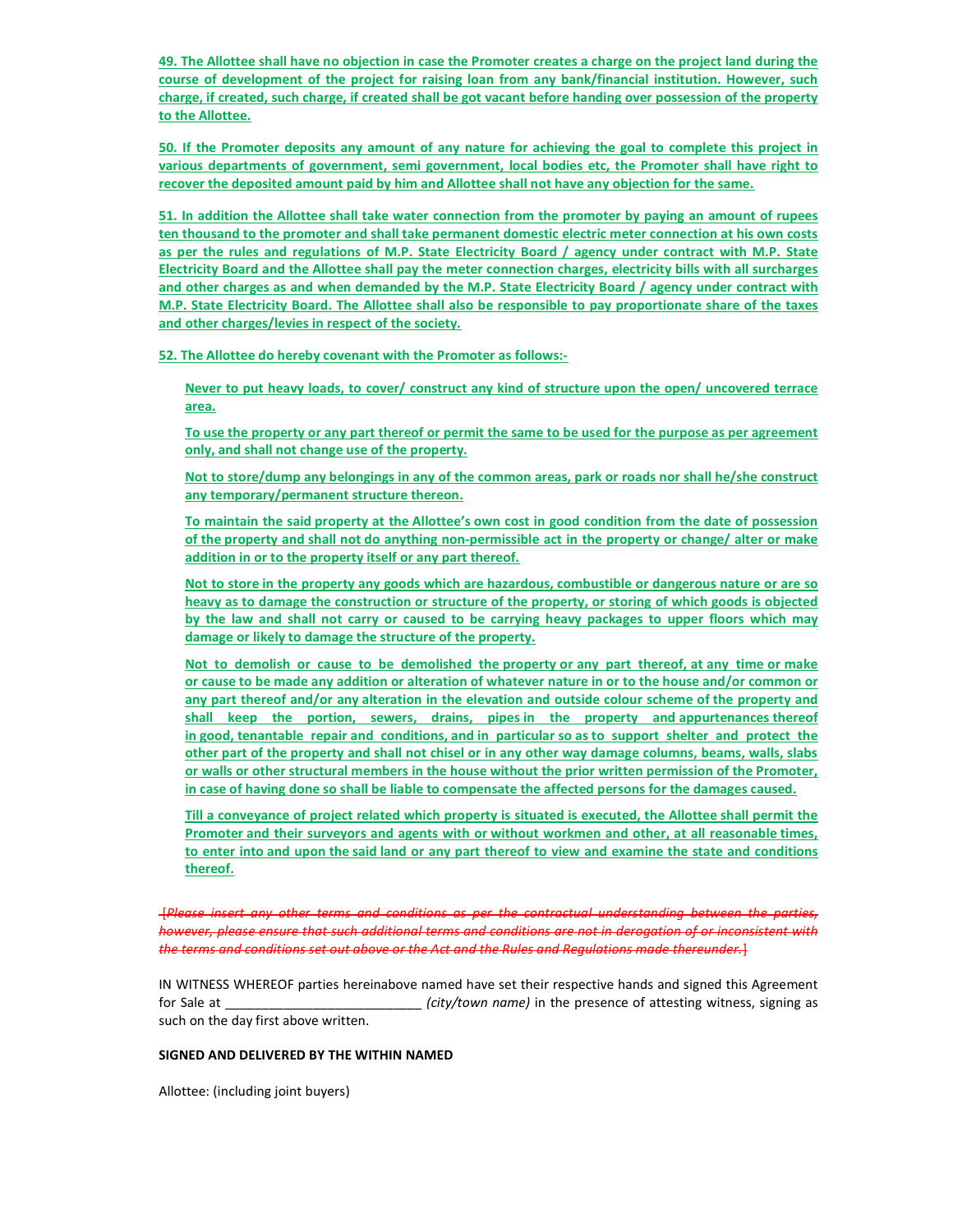**49. The Allottee shall have no objection in case the Promoter creates a charge on the project land during the course of development of the project for raising loan from any bank/financial institution. However, such charge, if created, such charge, if created shall be got vacant before handing over possession of the property to the Allottee.**

**50. If the Promoter deposits any amount of any nature for achieving the goal to complete this project in various departments of government, semi government, local bodies etc, the Promoter shall have right to recover the deposited amount paid by him and Allottee shall not have any objection for the same.**

**51. In addition the Allottee shall take water connection from the promoter by paying an amount of rupees ten thousand to the promoter and shall take permanent domestic electric meter connection at his own costs as per the rules and regulations of M.P. State Electricity Board / agency under contract with M.P. State Electricity Board and the Allottee shall pay the meter connection charges, electricity bills with all surcharges and other charges as and when demanded by the M.P. State Electricity Board / agency under contract with M.P. State Electricity Board. The Allottee shall also be responsible to pay proportionate share of the taxes and other charges/levies in respect of the society.**

**52. The Allottee do hereby covenant with the Promoter as follows:-**

**Never to put heavy loads, to cover/ construct any kind of structure upon the open/ uncovered terrace area.**

**To use the property or any part thereof or permit the same to be used for the purpose as per agreement only, and shall not change use of the property.**

**Not to store/dump any belongings in any of the common areas, park or roads nor shall he/she construct any temporary/permanent structure thereon.**

**To maintain the said property at the Allottee's own cost in good condition from the date of possession of the property and shall not do anything non-permissible act in the property or change/ alter or make addition in or to the property itself or any part thereof.**

**Not to store in the property any goods which are hazardous, combustible or dangerous nature or are so heavy as to damage the construction or structure of the property, or storing of which goods is objected by the law and shall not carry or caused to be carrying heavy packages to upper floors which may damage or likely to damage the structure of the property.**

**Not to demolish or cause to be demolished the property or any part thereof, at any time or make or cause to be made any addition or alteration of whatever nature in or to the house and/or common or any part thereof and/or any alteration in the elevation and outside colour scheme of the property and shall keep the portion, sewers, drains, pipes in the property and appurtenances thereof in good, tenantable repair and conditions, and in particular so as to support shelter and protect the other part of the property and shall not chisel or in any other way damage columns, beams, walls, slabs or walls or other structural members in the house without the prior written permission of the Promoter, in case of having done so shall be liable to compensate the affected persons for the damages caused.**

**Till a conveyance of project related which property is situated is executed, the Allottee shall permit the Promoter and their surveyors and agents with or without workmen and other, at all reasonable times, to enter into and upon the said land or any part thereof to view and examine the state and conditions thereof.**

~~[*Please insert any other terms and conditions as per the contractual understanding between the parties, however, please ensure that such additional terms and conditions are not in derogation of or inconsistent with the terms and conditions set out above or the Act and the Rules and Regulations made thereunder.*]~~

IN WITNESS WHEREOF parties hereinabove named have set their respective hands and signed this Agreement for Sale at ___________________________ *(city/town name)* in the presence of attesting witness, signing as such on the day first above written.

**SIGNED AND DELIVERED BY THE WITHIN NAMED**

Allottee: (including joint buyers)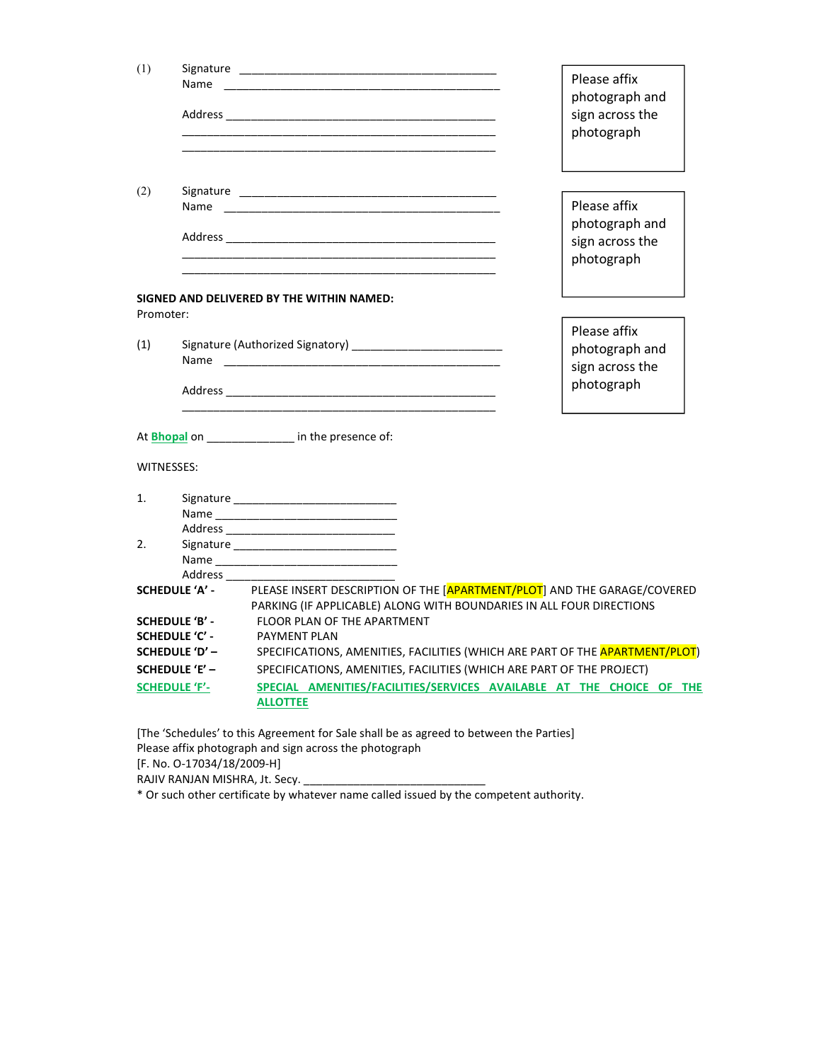(1) Signature ________________________________________
Name ___________________________________________

Address ________________________________________
_______________________________________________
_______________________________________________

Please affix photograph and sign across the photograph

(2) Signature ________________________________________
Name ___________________________________________

Address ________________________________________
_______________________________________________
_______________________________________________

Please affix photograph and sign across the photograph

**SIGNED AND DELIVERED BY THE WITHIN NAMED:**
Promoter:

(1) Signature (Authorized Signatory) ______________________
Name ___________________________________________

Address ________________________________________
_______________________________________________

Please affix photograph and sign across the photograph

At Bhopal on _____________ in the presence of:

WITNESSES:

1. Signature __________________________
Name ____________________________
Address __________________________
2. Signature __________________________
Name ____________________________
Address __________________________

**SCHEDULE 'A' -** PLEASE INSERT DESCRIPTION OF THE [APARTMENT/PLOT] AND THE GARAGE/COVERED PARKING (IF APPLICABLE) ALONG WITH BOUNDARIES IN ALL FOUR DIRECTIONS

**SCHEDULE 'B' -** FLOOR PLAN OF THE APARTMENT

**SCHEDULE 'C' -** PAYMENT PLAN

**SCHEDULE 'D' –** SPECIFICATIONS, AMENITIES, FACILITIES (WHICH ARE PART OF THE APARTMENT/PLOT)

**SCHEDULE 'E' –** SPECIFICATIONS, AMENITIES, FACILITIES (WHICH ARE PART OF THE PROJECT)

**SCHEDULE 'F'-** SPECIAL AMENITIES/FACILITIES/SERVICES AVAILABLE AT THE CHOICE OF THE ALLOTTEE

[The 'Schedules' to this Agreement for Sale shall be as agreed to between the Parties]
Please affix photograph and sign across the photograph
[F. No. O-17034/18/2009-H]
RAJIV RANJAN MISHRA, Jt. Secy. _____________________________
* Or such other certificate by whatever name called issued by the competent authority.